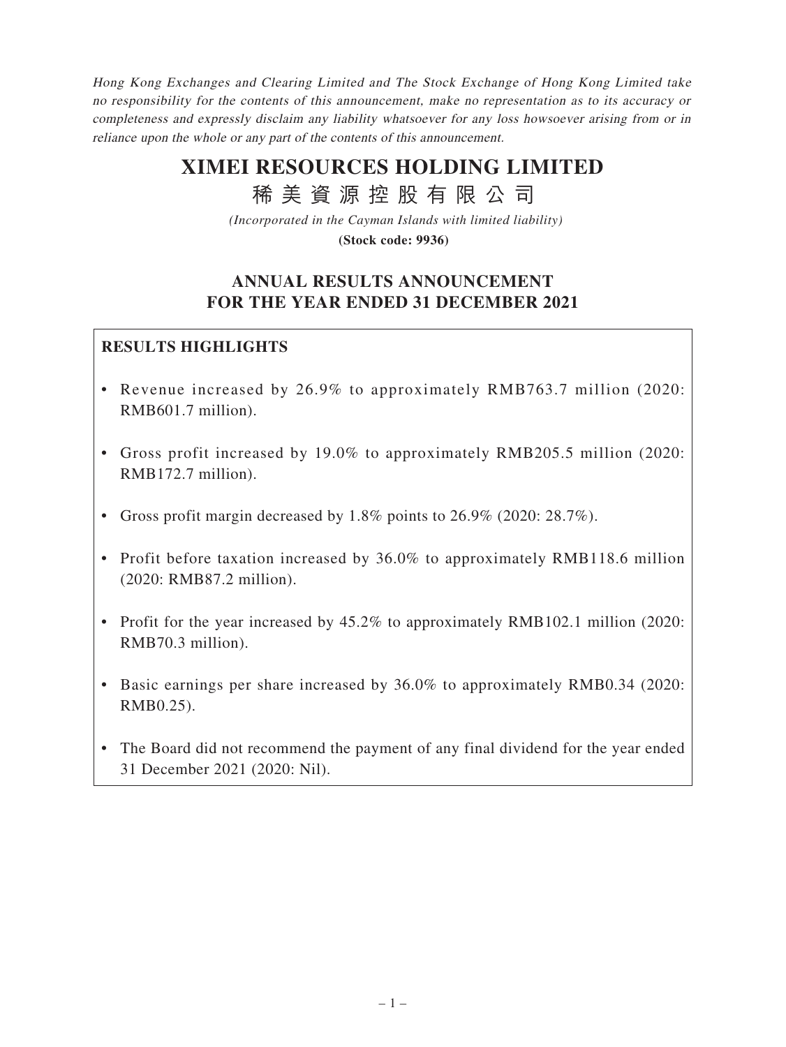*Hong Kong Exchanges and Clearing Limited and The Stock Exchange of Hong Kong Limited take no responsibility for the contents of this announcement, make no representation as to its accuracy or completeness and expressly disclaim any liability whatsoever for any loss howsoever arising from or in reliance upon the whole or any part of the contents of this announcement.*

# XIMEI RESOURCES HOLDING LIMITED

# 稀美資源控股有限公司

*(Incorporated in the Cayman Islands with limited liability)*

**(Stock code: 9936)**

## ANNUAL RESULTS ANNOUNCEMENT FOR THE YEAR ENDED 31 DECEMBER 2021

### RESULTS HIGHLIGHTS

- Revenue increased by 26.9% to approximately RMB763.7 million (2020: RMB601.7 million).
- Gross profit increased by 19.0% to approximately RMB205.5 million (2020: RMB172.7 million).
- Gross profit margin decreased by 1.8% points to 26.9% (2020: 28.7%).
- Profit before taxation increased by 36.0% to approximately RMB118.6 million (2020: RMB87.2 million).
- Profit for the year increased by 45.2% to approximately RMB102.1 million (2020: RMB70.3 million).
- Basic earnings per share increased by 36.0% to approximately RMB0.34 (2020: RMB0.25).
- The Board did not recommend the payment of any final dividend for the year ended 31 December 2021 (2020: Nil).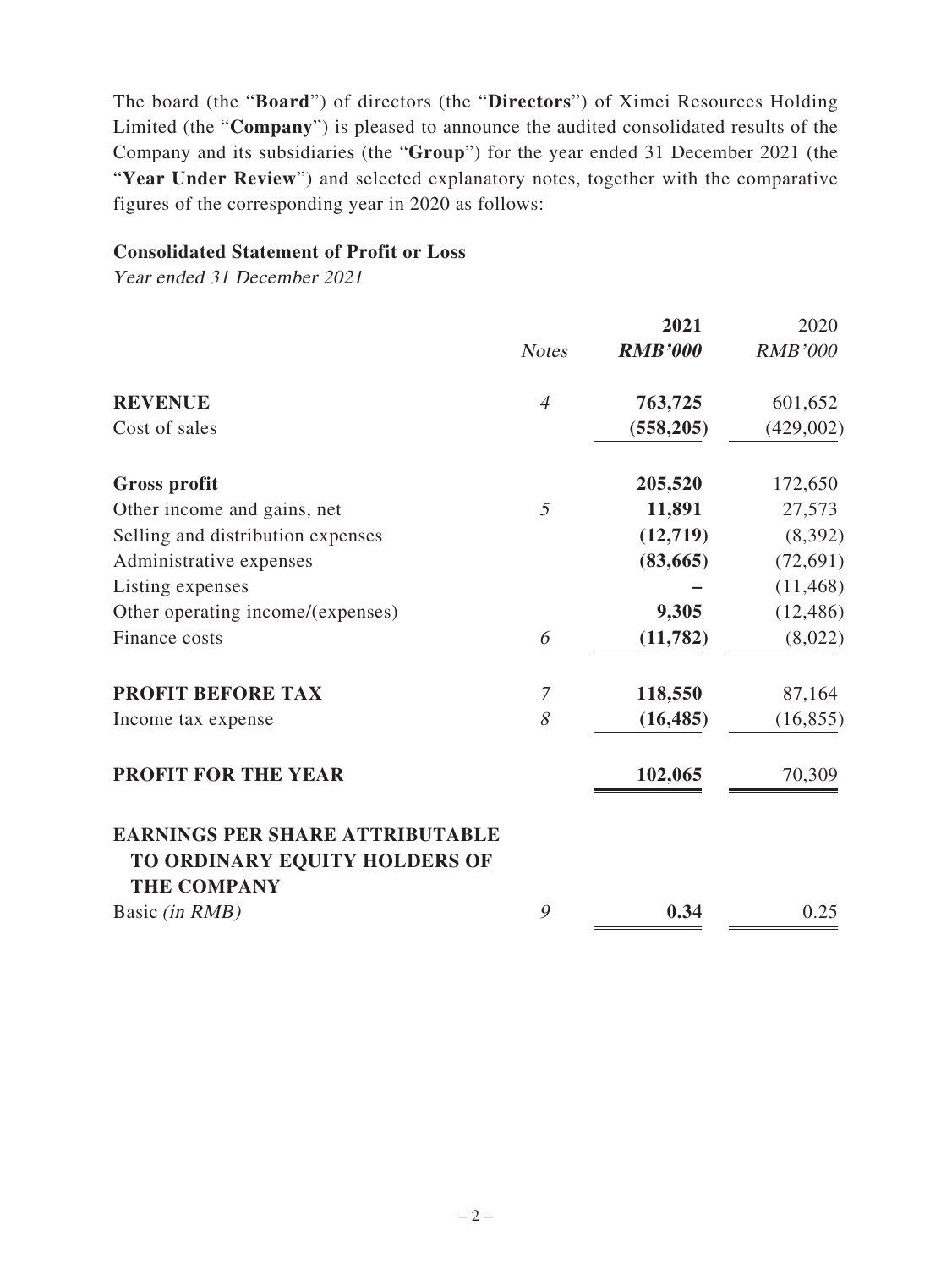The board (the "**Board**") of directors (the "**Directors**") of Ximei Resources Holding Limited (the "**Company**") is pleased to announce the audited consolidated results of the Company and its subsidiaries (the "**Group**") for the year ended 31 December 2021 (the "**Year Under Review**") and selected explanatory notes, together with the comparative figures of the corresponding year in 2020 as follows:

**Consolidated Statement of Profit or Loss**

*Year ended 31 December 2021*

| | *Notes* | **2021** *RMB'000* | 2020 *RMB'000* |
|---|---|---|---|
| **REVENUE** | *4* | **763,725** | 601,652 |
| Cost of sales | | **(558,205)** | (429,002) |
| **Gross profit** | | **205,520** | 172,650 |
| Other income and gains, net | *5* | **11,891** | 27,573 |
| Selling and distribution expenses | | **(12,719)** | (8,392) |
| Administrative expenses | | **(83,665)** | (72,691) |
| Listing expenses | | **–** | (11,468) |
| Other operating income/(expenses) | | **9,305** | (12,486) |
| Finance costs | *6* | **(11,782)** | (8,022) |
| **PROFIT BEFORE TAX** | *7* | **118,550** | 87,164 |
| Income tax expense | *8* | **(16,485)** | (16,855) |
| **PROFIT FOR THE YEAR** | | **102,065** | 70,309 |
| **EARNINGS PER SHARE ATTRIBUTABLE TO ORDINARY EQUITY HOLDERS OF THE COMPANY** | | | |
| Basic *(in RMB)* | *9* | **0.34** | 0.25 |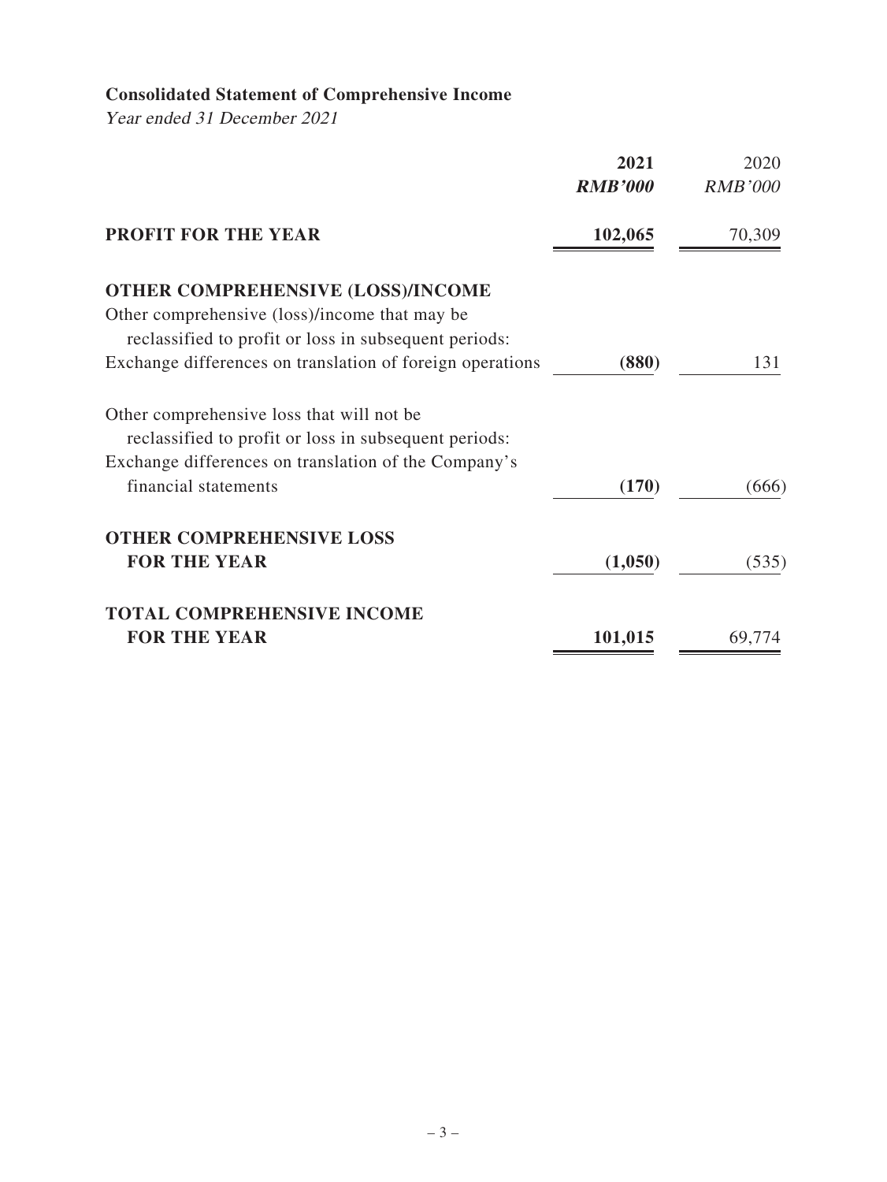## Consolidated Statement of Comprehensive Income

*Year ended 31 December 2021*

| | **2021** | 2020 |
|---|---|---|
| | ***RMB'000*** | *RMB'000* |
| **PROFIT FOR THE YEAR** | **102,065** | 70,309 |
| **OTHER COMPREHENSIVE (LOSS)/INCOME** | | |
| Other comprehensive (loss)/income that may be reclassified to profit or loss in subsequent periods: | | |
| Exchange differences on translation of foreign operations | **(880)** | 131 |
| Other comprehensive loss that will not be reclassified to profit or loss in subsequent periods: | | |
| Exchange differences on translation of the Company's financial statements | **(170)** | (666) |
| **OTHER COMPREHENSIVE LOSS FOR THE YEAR** | **(1,050)** | (535) |
| **TOTAL COMPREHENSIVE INCOME FOR THE YEAR** | **101,015** | 69,774 |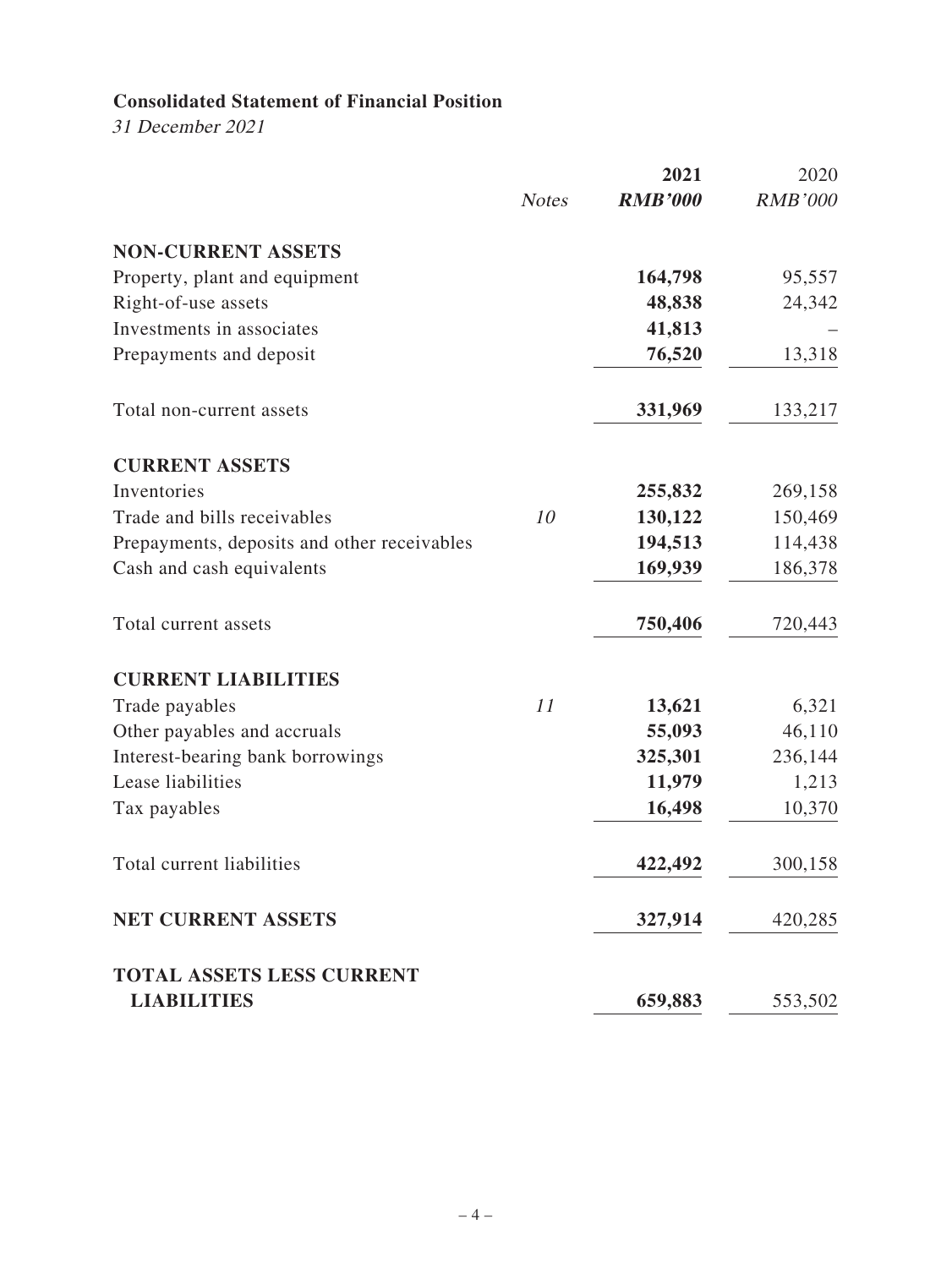**Consolidated Statement of Financial Position**

*31 December 2021*

| | Notes | 2021 | 2020 |
|---|---|---|---|
| | | ***RMB'000*** | *RMB'000* |
| **NON-CURRENT ASSETS** | | | |
| Property, plant and equipment | | **164,798** | 95,557 |
| Right-of-use assets | | **48,838** | 24,342 |
| Investments in associates | | **41,813** | – |
| Prepayments and deposit | | **76,520** | 13,318 |
| Total non-current assets | | **331,969** | 133,217 |
| **CURRENT ASSETS** | | | |
| Inventories | | **255,832** | 269,158 |
| Trade and bills receivables | *10* | **130,122** | 150,469 |
| Prepayments, deposits and other receivables | | **194,513** | 114,438 |
| Cash and cash equivalents | | **169,939** | 186,378 |
| Total current assets | | **750,406** | 720,443 |
| **CURRENT LIABILITIES** | | | |
| Trade payables | *11* | **13,621** | 6,321 |
| Other payables and accruals | | **55,093** | 46,110 |
| Interest-bearing bank borrowings | | **325,301** | 236,144 |
| Lease liabilities | | **11,979** | 1,213 |
| Tax payables | | **16,498** | 10,370 |
| Total current liabilities | | **422,492** | 300,158 |
| **NET CURRENT ASSETS** | | **327,914** | 420,285 |
| **TOTAL ASSETS LESS CURRENT LIABILITIES** | | **659,883** | 553,502 |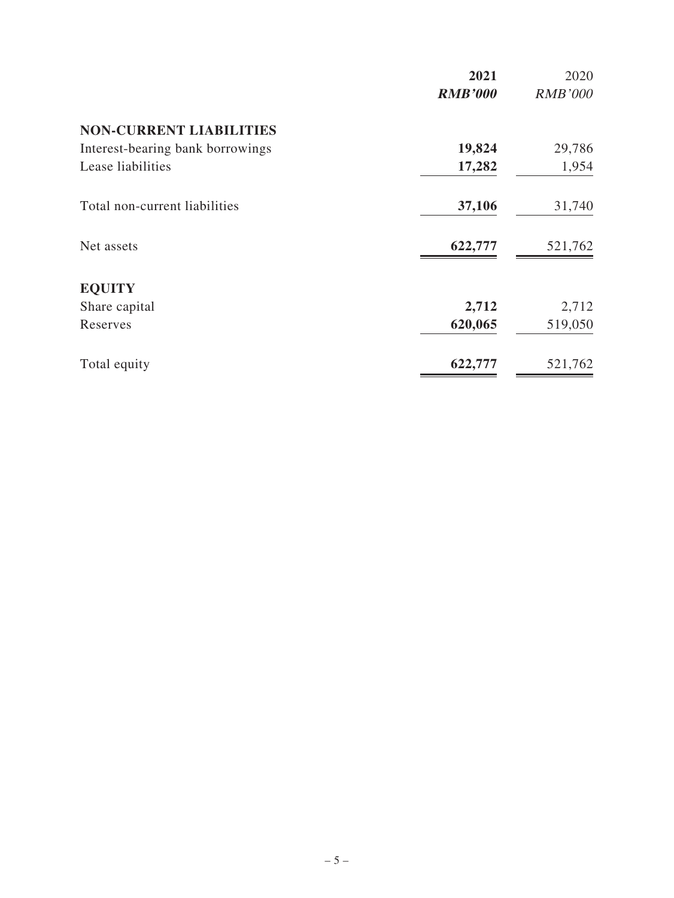| | **2021** | 2020 |
|---|---|---|
| | ***RMB'000*** | *RMB'000* |
| **NON-CURRENT LIABILITIES** | | |
| Interest-bearing bank borrowings | **19,824** | 29,786 |
| Lease liabilities | **17,282** | 1,954 |
| Total non-current liabilities | **37,106** | 31,740 |
| Net assets | **622,777** | 521,762 |
| **EQUITY** | | |
| Share capital | **2,712** | 2,712 |
| Reserves | **620,065** | 519,050 |
| Total equity | **622,777** | 521,762 |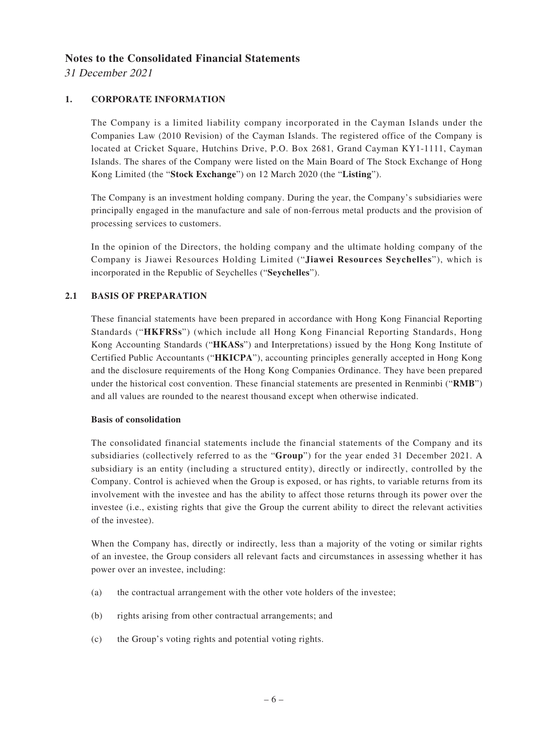# Notes to the Consolidated Financial Statements

*31 December 2021*

## 1. CORPORATE INFORMATION

The Company is a limited liability company incorporated in the Cayman Islands under the Companies Law (2010 Revision) of the Cayman Islands. The registered office of the Company is located at Cricket Square, Hutchins Drive, P.O. Box 2681, Grand Cayman KY1-1111, Cayman Islands. The shares of the Company were listed on the Main Board of The Stock Exchange of Hong Kong Limited (the "**Stock Exchange**") on 12 March 2020 (the "**Listing**").

The Company is an investment holding company. During the year, the Company's subsidiaries were principally engaged in the manufacture and sale of non-ferrous metal products and the provision of processing services to customers.

In the opinion of the Directors, the holding company and the ultimate holding company of the Company is Jiawei Resources Holding Limited ("**Jiawei Resources Seychelles**"), which is incorporated in the Republic of Seychelles ("**Seychelles**").

## 2.1 BASIS OF PREPARATION

These financial statements have been prepared in accordance with Hong Kong Financial Reporting Standards ("**HKFRSs**") (which include all Hong Kong Financial Reporting Standards, Hong Kong Accounting Standards ("**HKASs**") and Interpretations) issued by the Hong Kong Institute of Certified Public Accountants ("**HKICPA**"), accounting principles generally accepted in Hong Kong and the disclosure requirements of the Hong Kong Companies Ordinance. They have been prepared under the historical cost convention. These financial statements are presented in Renminbi ("**RMB**") and all values are rounded to the nearest thousand except when otherwise indicated.

**Basis of consolidation**

The consolidated financial statements include the financial statements of the Company and its subsidiaries (collectively referred to as the "**Group**") for the year ended 31 December 2021. A subsidiary is an entity (including a structured entity), directly or indirectly, controlled by the Company. Control is achieved when the Group is exposed, or has rights, to variable returns from its involvement with the investee and has the ability to affect those returns through its power over the investee (i.e., existing rights that give the Group the current ability to direct the relevant activities of the investee).

When the Company has, directly or indirectly, less than a majority of the voting or similar rights of an investee, the Group considers all relevant facts and circumstances in assessing whether it has power over an investee, including:

(a) the contractual arrangement with the other vote holders of the investee;

(b) rights arising from other contractual arrangements; and

(c) the Group's voting rights and potential voting rights.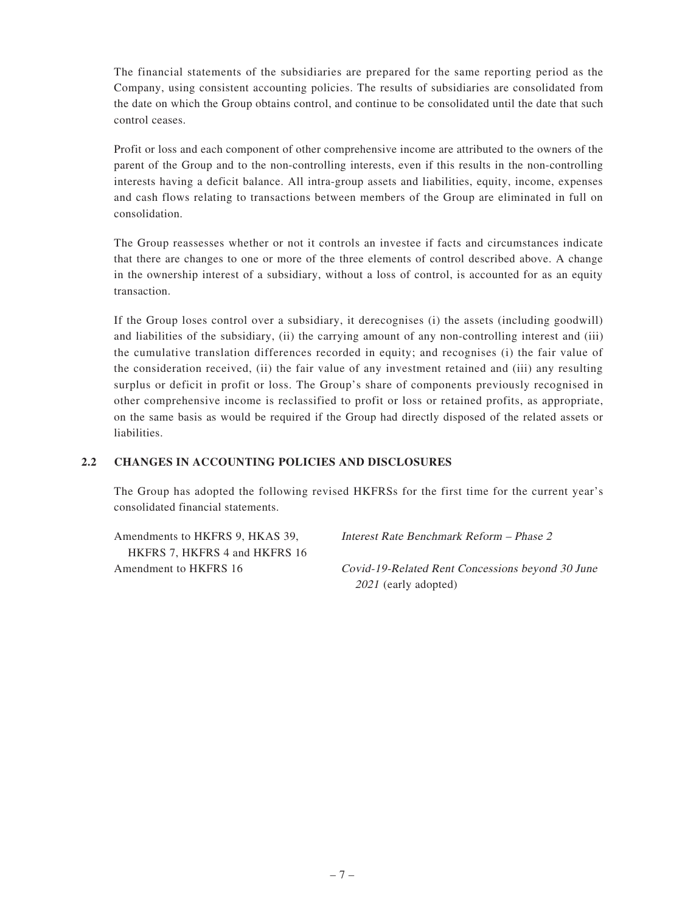The financial statements of the subsidiaries are prepared for the same reporting period as the Company, using consistent accounting policies. The results of subsidiaries are consolidated from the date on which the Group obtains control, and continue to be consolidated until the date that such control ceases.

Profit or loss and each component of other comprehensive income are attributed to the owners of the parent of the Group and to the non-controlling interests, even if this results in the non-controlling interests having a deficit balance. All intra-group assets and liabilities, equity, income, expenses and cash flows relating to transactions between members of the Group are eliminated in full on consolidation.

The Group reassesses whether or not it controls an investee if facts and circumstances indicate that there are changes to one or more of the three elements of control described above. A change in the ownership interest of a subsidiary, without a loss of control, is accounted for as an equity transaction.

If the Group loses control over a subsidiary, it derecognises (i) the assets (including goodwill) and liabilities of the subsidiary, (ii) the carrying amount of any non-controlling interest and (iii) the cumulative translation differences recorded in equity; and recognises (i) the fair value of the consideration received, (ii) the fair value of any investment retained and (iii) any resulting surplus or deficit in profit or loss. The Group's share of components previously recognised in other comprehensive income is reclassified to profit or loss or retained profits, as appropriate, on the same basis as would be required if the Group had directly disposed of the related assets or liabilities.

## 2.2 CHANGES IN ACCOUNTING POLICIES AND DISCLOSURES

The Group has adopted the following revised HKFRSs for the first time for the current year's consolidated financial statements.

| | |
|---|---|
| Amendments to HKFRS 9, HKAS 39, HKFRS 7, HKFRS 4 and HKFRS 16 | *Interest Rate Benchmark Reform – Phase 2* |
| Amendment to HKFRS 16 | *Covid-19-Related Rent Concessions beyond 30 June 2021* (early adopted) |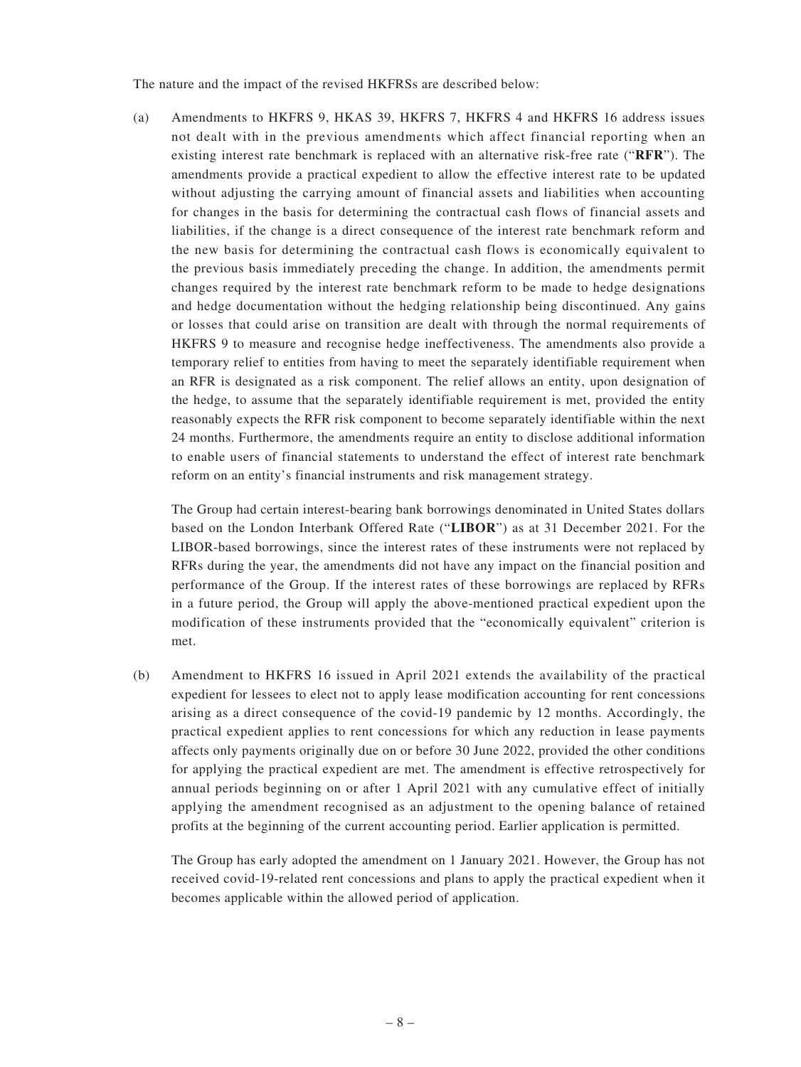The nature and the impact of the revised HKFRSs are described below:

(a) Amendments to HKFRS 9, HKAS 39, HKFRS 7, HKFRS 4 and HKFRS 16 address issues not dealt with in the previous amendments which affect financial reporting when an existing interest rate benchmark is replaced with an alternative risk-free rate ("**RFR**"). The amendments provide a practical expedient to allow the effective interest rate to be updated without adjusting the carrying amount of financial assets and liabilities when accounting for changes in the basis for determining the contractual cash flows of financial assets and liabilities, if the change is a direct consequence of the interest rate benchmark reform and the new basis for determining the contractual cash flows is economically equivalent to the previous basis immediately preceding the change. In addition, the amendments permit changes required by the interest rate benchmark reform to be made to hedge designations and hedge documentation without the hedging relationship being discontinued. Any gains or losses that could arise on transition are dealt with through the normal requirements of HKFRS 9 to measure and recognise hedge ineffectiveness. The amendments also provide a temporary relief to entities from having to meet the separately identifiable requirement when an RFR is designated as a risk component. The relief allows an entity, upon designation of the hedge, to assume that the separately identifiable requirement is met, provided the entity reasonably expects the RFR risk component to become separately identifiable within the next 24 months. Furthermore, the amendments require an entity to disclose additional information to enable users of financial statements to understand the effect of interest rate benchmark reform on an entity's financial instruments and risk management strategy.

    The Group had certain interest-bearing bank borrowings denominated in United States dollars based on the London Interbank Offered Rate ("**LIBOR**") as at 31 December 2021. For the LIBOR-based borrowings, since the interest rates of these instruments were not replaced by RFRs during the year, the amendments did not have any impact on the financial position and performance of the Group. If the interest rates of these borrowings are replaced by RFRs in a future period, the Group will apply the above-mentioned practical expedient upon the modification of these instruments provided that the "economically equivalent" criterion is met.

(b) Amendment to HKFRS 16 issued in April 2021 extends the availability of the practical expedient for lessees to elect not to apply lease modification accounting for rent concessions arising as a direct consequence of the covid-19 pandemic by 12 months. Accordingly, the practical expedient applies to rent concessions for which any reduction in lease payments affects only payments originally due on or before 30 June 2022, provided the other conditions for applying the practical expedient are met. The amendment is effective retrospectively for annual periods beginning on or after 1 April 2021 with any cumulative effect of initially applying the amendment recognised as an adjustment to the opening balance of retained profits at the beginning of the current accounting period. Earlier application is permitted.

    The Group has early adopted the amendment on 1 January 2021. However, the Group has not received covid-19-related rent concessions and plans to apply the practical expedient when it becomes applicable within the allowed period of application.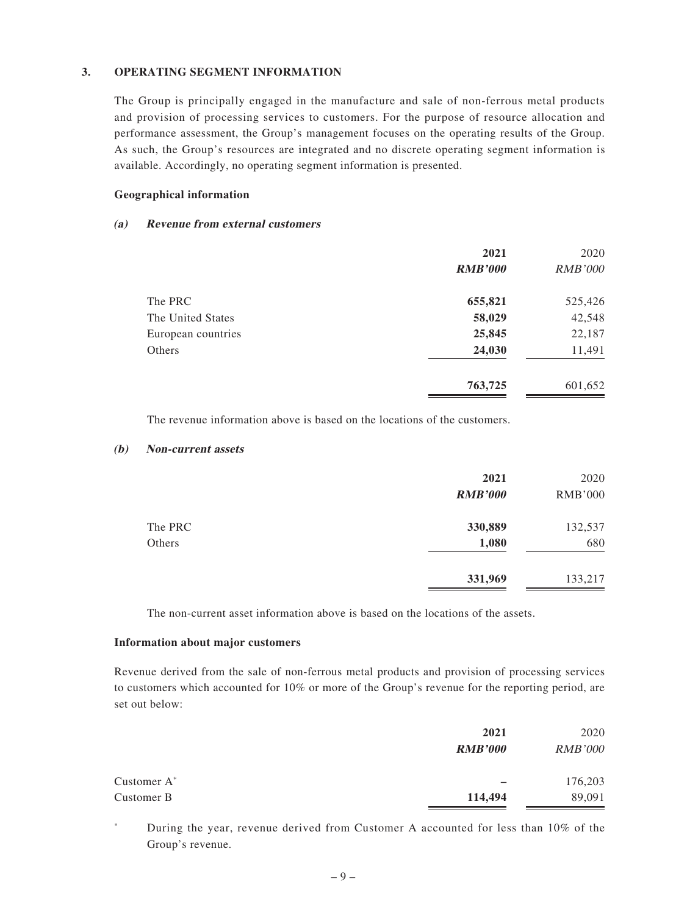## 3. OPERATING SEGMENT INFORMATION

The Group is principally engaged in the manufacture and sale of non-ferrous metal products and provision of processing services to customers. For the purpose of resource allocation and performance assessment, the Group's management focuses on the operating results of the Group. As such, the Group's resources are integrated and no discrete operating segment information is available. Accordingly, no operating segment information is presented.

### Geographical information

#### *(a) Revenue from external customers*

| | 2021 | 2020 |
|---|---|---|
| | ***RMB'000*** | *RMB'000* |
| The PRC | **655,821** | 525,426 |
| The United States | **58,029** | 42,548 |
| European countries | **25,845** | 22,187 |
| Others | **24,030** | 11,491 |
| | **763,725** | 601,652 |

The revenue information above is based on the locations of the customers.

#### *(b) Non-current assets*

| | 2021 | 2020 |
|---|---|---|
| | ***RMB'000*** | RMB'000 |
| The PRC | **330,889** | 132,537 |
| Others | **1,080** | 680 |
| | **331,969** | 133,217 |

The non-current asset information above is based on the locations of the assets.

### Information about major customers

Revenue derived from the sale of non-ferrous metal products and provision of processing services to customers which accounted for 10% or more of the Group's revenue for the reporting period, are set out below:

| | 2021 | 2020 |
|---|---|---|
| | ***RMB'000*** | *RMB'000* |
| Customer A* | **–** | 176,203 |
| Customer B | **114,494** | 89,091 |

\* During the year, revenue derived from Customer A accounted for less than 10% of the Group's revenue.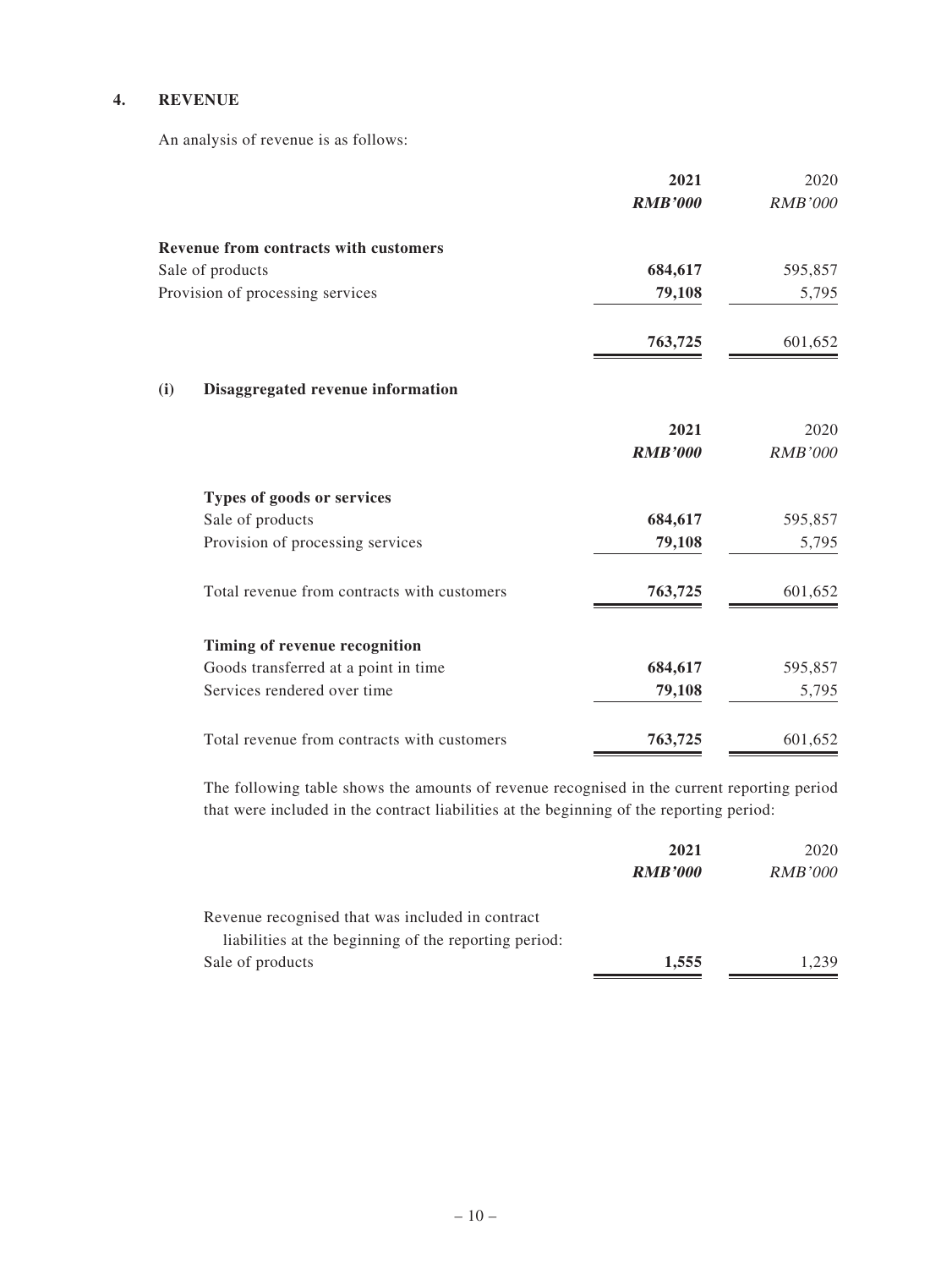## 4. REVENUE

An analysis of revenue is as follows:

| | **2021** | 2020 |
|---|---|---|
| | ***RMB'000*** | *RMB'000* |
| **Revenue from contracts with customers** | | |
| Sale of products | **684,617** | 595,857 |
| Provision of processing services | **79,108** | 5,795 |
| | **763,725** | 601,652 |

### (i) Disaggregated revenue information

| | **2021** | 2020 |
|---|---|---|
| | ***RMB'000*** | *RMB'000* |
| **Types of goods or services** | | |
| Sale of products | **684,617** | 595,857 |
| Provision of processing services | **79,108** | 5,795 |
| Total revenue from contracts with customers | **763,725** | 601,652 |
| **Timing of revenue recognition** | | |
| Goods transferred at a point in time | **684,617** | 595,857 |
| Services rendered over time | **79,108** | 5,795 |
| Total revenue from contracts with customers | **763,725** | 601,652 |

The following table shows the amounts of revenue recognised in the current reporting period that were included in the contract liabilities at the beginning of the reporting period:

| | **2021** | 2020 |
|---|---|---|
| | ***RMB'000*** | *RMB'000* |
| Revenue recognised that was included in contract liabilities at the beginning of the reporting period: | | |
| Sale of products | **1,555** | 1,239 |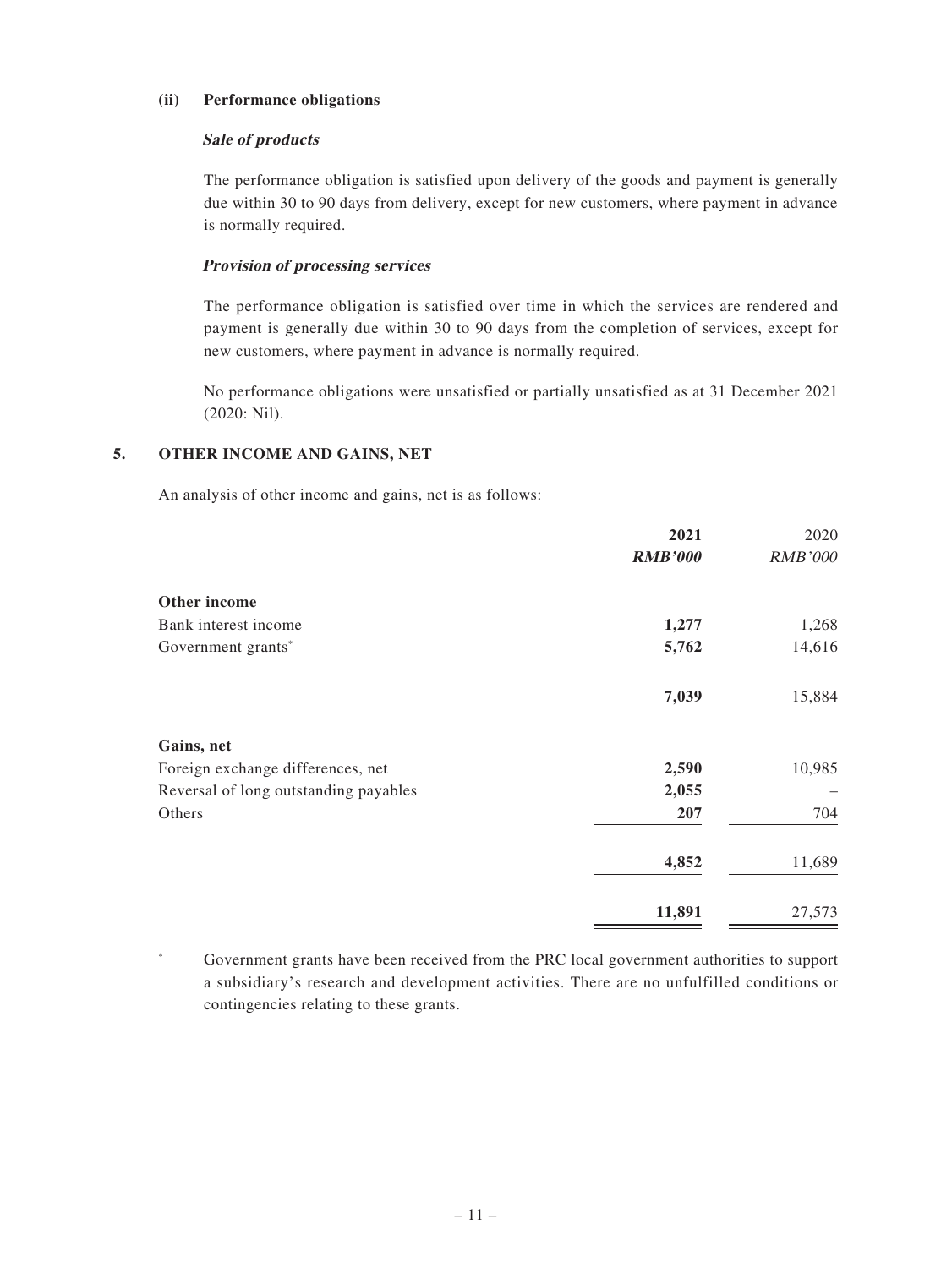**(ii) Performance obligations**

***Sale of products***

The performance obligation is satisfied upon delivery of the goods and payment is generally due within 30 to 90 days from delivery, except for new customers, where payment in advance is normally required.

***Provision of processing services***

The performance obligation is satisfied over time in which the services are rendered and payment is generally due within 30 to 90 days from the completion of services, except for new customers, where payment in advance is normally required.

No performance obligations were unsatisfied or partially unsatisfied as at 31 December 2021 (2020: Nil).

## 5. OTHER INCOME AND GAINS, NET

An analysis of other income and gains, net is as follows:

| | **2021** | 2020 |
|---|---|---|
| | ***RMB'000*** | *RMB'000* |
| **Other income** | | |
| Bank interest income | **1,277** | 1,268 |
| Government grants* | **5,762** | 14,616 |
| | **7,039** | 15,884 |
| **Gains, net** | | |
| Foreign exchange differences, net | **2,590** | 10,985 |
| Reversal of long outstanding payables | **2,055** | – |
| Others | **207** | 704 |
| | **4,852** | 11,689 |
| | **11,891** | 27,573 |

\* Government grants have been received from the PRC local government authorities to support a subsidiary's research and development activities. There are no unfulfilled conditions or contingencies relating to these grants.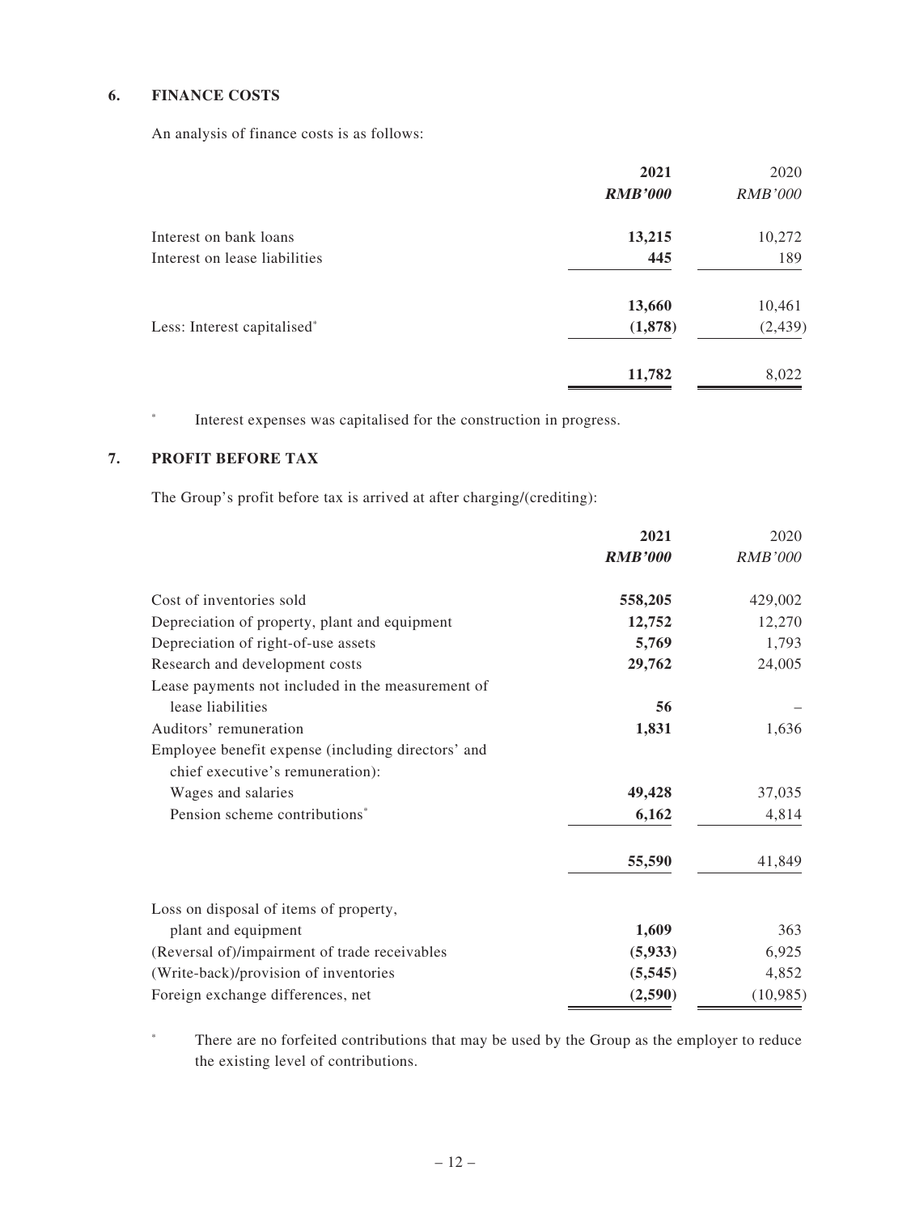## 6. FINANCE COSTS

An analysis of finance costs is as follows:

| | **2021** | 2020 |
|---|---|---|
| | ***RMB'000*** | *RMB'000* |
| Interest on bank loans | **13,215** | 10,272 |
| Interest on lease liabilities | **445** | 189 |
| | **13,660** | 10,461 |
| Less: Interest capitalised* | **(1,878)** | (2,439) |
| | **11,782** | 8,022 |

\* Interest expenses was capitalised for the construction in progress.

## 7. PROFIT BEFORE TAX

The Group's profit before tax is arrived at after charging/(crediting):

| | **2021** | 2020 |
|---|---|---|
| | ***RMB'000*** | *RMB'000* |
| Cost of inventories sold | **558,205** | 429,002 |
| Depreciation of property, plant and equipment | **12,752** | 12,270 |
| Depreciation of right-of-use assets | **5,769** | 1,793 |
| Research and development costs | **29,762** | 24,005 |
| Lease payments not included in the measurement of lease liabilities | **56** | – |
| Auditors' remuneration | **1,831** | 1,636 |
| Employee benefit expense (including directors' and chief executive's remuneration): | | |
| Wages and salaries | **49,428** | 37,035 |
| Pension scheme contributions* | **6,162** | 4,814 |
| | **55,590** | 41,849 |
| Loss on disposal of items of property, plant and equipment | **1,609** | 363 |
| (Reversal of)/impairment of trade receivables | **(5,933)** | 6,925 |
| (Write-back)/provision of inventories | **(5,545)** | 4,852 |
| Foreign exchange differences, net | **(2,590)** | (10,985) |

\* There are no forfeited contributions that may be used by the Group as the employer to reduce the existing level of contributions.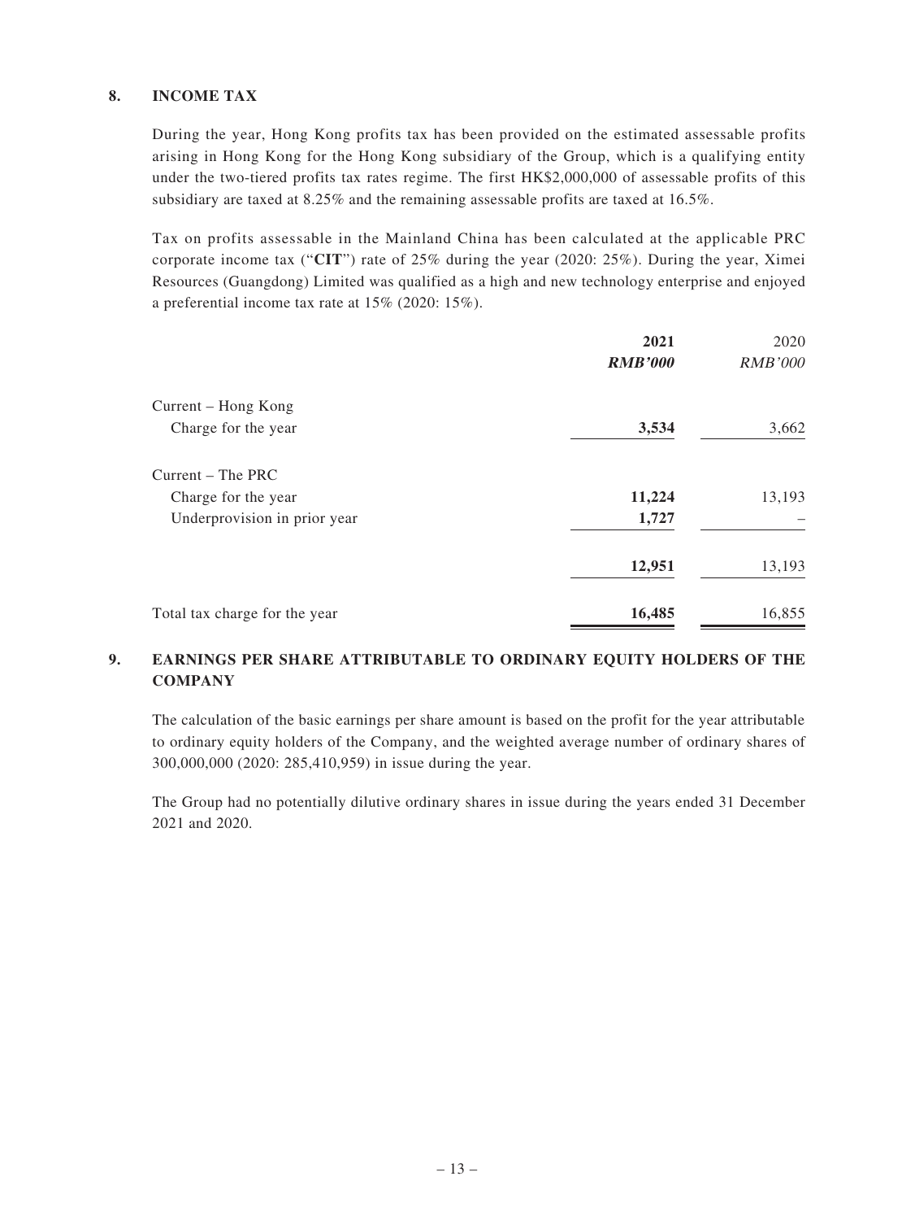## 8. INCOME TAX

During the year, Hong Kong profits tax has been provided on the estimated assessable profits arising in Hong Kong for the Hong Kong subsidiary of the Group, which is a qualifying entity under the two-tiered profits tax rates regime. The first HK$2,000,000 of assessable profits of this subsidiary are taxed at 8.25% and the remaining assessable profits are taxed at 16.5%.

Tax on profits assessable in the Mainland China has been calculated at the applicable PRC corporate income tax ("**CIT**") rate of 25% during the year (2020: 25%). During the year, Ximei Resources (Guangdong) Limited was qualified as a high and new technology enterprise and enjoyed a preferential income tax rate at 15% (2020: 15%).

| | **2021** | 2020 |
|---|---|---|
| | ***RMB'000*** | *RMB'000* |
| Current – Hong Kong | | |
| Charge for the year | **3,534** | 3,662 |
| Current – The PRC | | |
| Charge for the year | **11,224** | 13,193 |
| Underprovision in prior year | **1,727** | – |
| | **12,951** | 13,193 |
| Total tax charge for the year | **16,485** | 16,855 |

## 9. EARNINGS PER SHARE ATTRIBUTABLE TO ORDINARY EQUITY HOLDERS OF THE COMPANY

The calculation of the basic earnings per share amount is based on the profit for the year attributable to ordinary equity holders of the Company, and the weighted average number of ordinary shares of 300,000,000 (2020: 285,410,959) in issue during the year.

The Group had no potentially dilutive ordinary shares in issue during the years ended 31 December 2021 and 2020.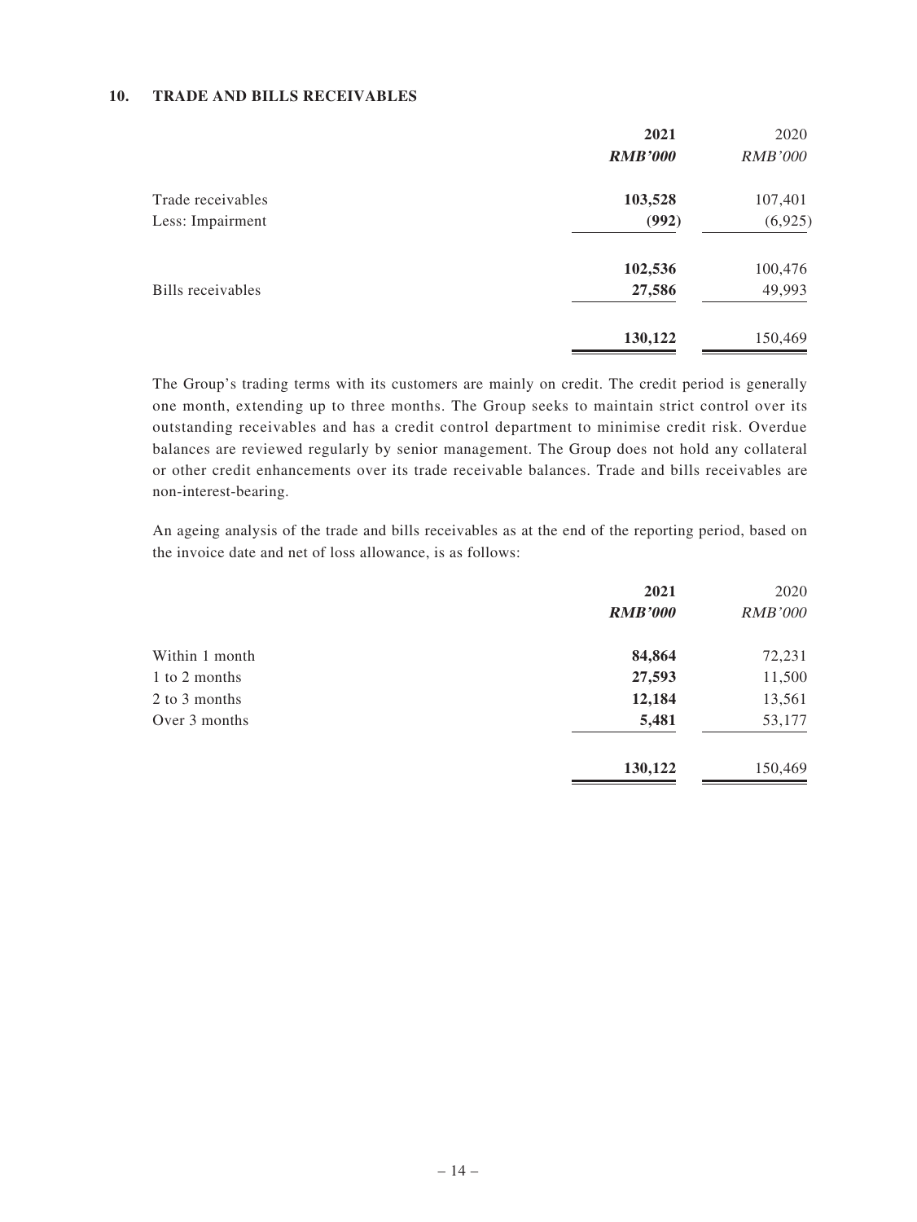## 10. TRADE AND BILLS RECEIVABLES

| | **2021** | 2020 |
|---|---|---|
| | ***RMB'000*** | *RMB'000* |
| Trade receivables | **103,528** | 107,401 |
| Less: Impairment | **(992)** | (6,925) |
| | **102,536** | 100,476 |
| Bills receivables | **27,586** | 49,993 |
| | **130,122** | 150,469 |

The Group's trading terms with its customers are mainly on credit. The credit period is generally one month, extending up to three months. The Group seeks to maintain strict control over its outstanding receivables and has a credit control department to minimise credit risk. Overdue balances are reviewed regularly by senior management. The Group does not hold any collateral or other credit enhancements over its trade receivable balances. Trade and bills receivables are non-interest-bearing.

An ageing analysis of the trade and bills receivables as at the end of the reporting period, based on the invoice date and net of loss allowance, is as follows:

| | **2021** | 2020 |
|---|---|---|
| | ***RMB'000*** | *RMB'000* |
| Within 1 month | **84,864** | 72,231 |
| 1 to 2 months | **27,593** | 11,500 |
| 2 to 3 months | **12,184** | 13,561 |
| Over 3 months | **5,481** | 53,177 |
| | **130,122** | 150,469 |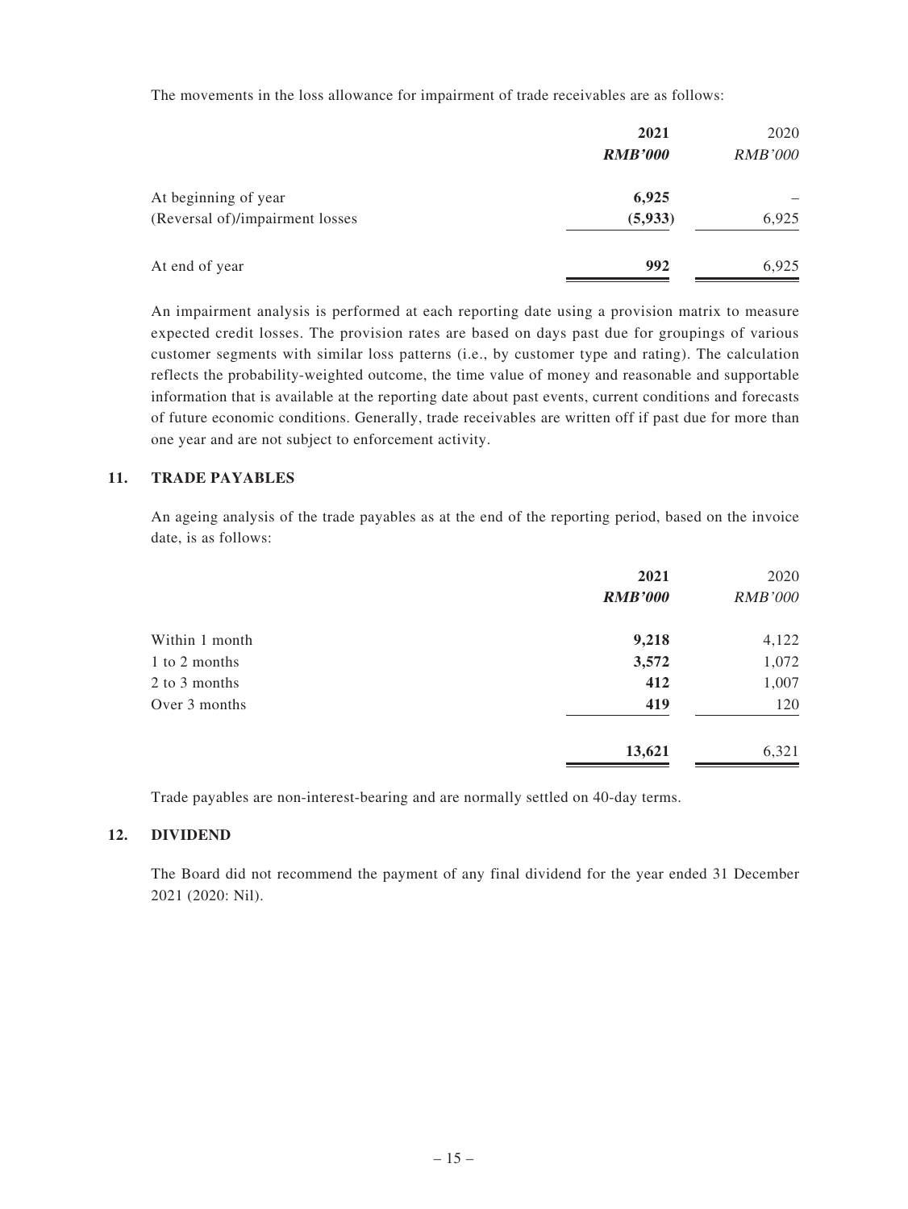The movements in the loss allowance for impairment of trade receivables are as follows:

| | **2021** | 2020 |
|---|---|---|
| | ***RMB'000*** | *RMB'000* |
| At beginning of year | **6,925** | – |
| (Reversal of)/impairment losses | **(5,933)** | 6,925 |
| At end of year | **992** | 6,925 |

An impairment analysis is performed at each reporting date using a provision matrix to measure expected credit losses. The provision rates are based on days past due for groupings of various customer segments with similar loss patterns (i.e., by customer type and rating). The calculation reflects the probability-weighted outcome, the time value of money and reasonable and supportable information that is available at the reporting date about past events, current conditions and forecasts of future economic conditions. Generally, trade receivables are written off if past due for more than one year and are not subject to enforcement activity.

## 11. TRADE PAYABLES

An ageing analysis of the trade payables as at the end of the reporting period, based on the invoice date, is as follows:

| | **2021** | 2020 |
|---|---|---|
| | ***RMB'000*** | *RMB'000* |
| Within 1 month | **9,218** | 4,122 |
| 1 to 2 months | **3,572** | 1,072 |
| 2 to 3 months | **412** | 1,007 |
| Over 3 months | **419** | 120 |
| | **13,621** | 6,321 |

Trade payables are non-interest-bearing and are normally settled on 40-day terms.

## 12. DIVIDEND

The Board did not recommend the payment of any final dividend for the year ended 31 December 2021 (2020: Nil).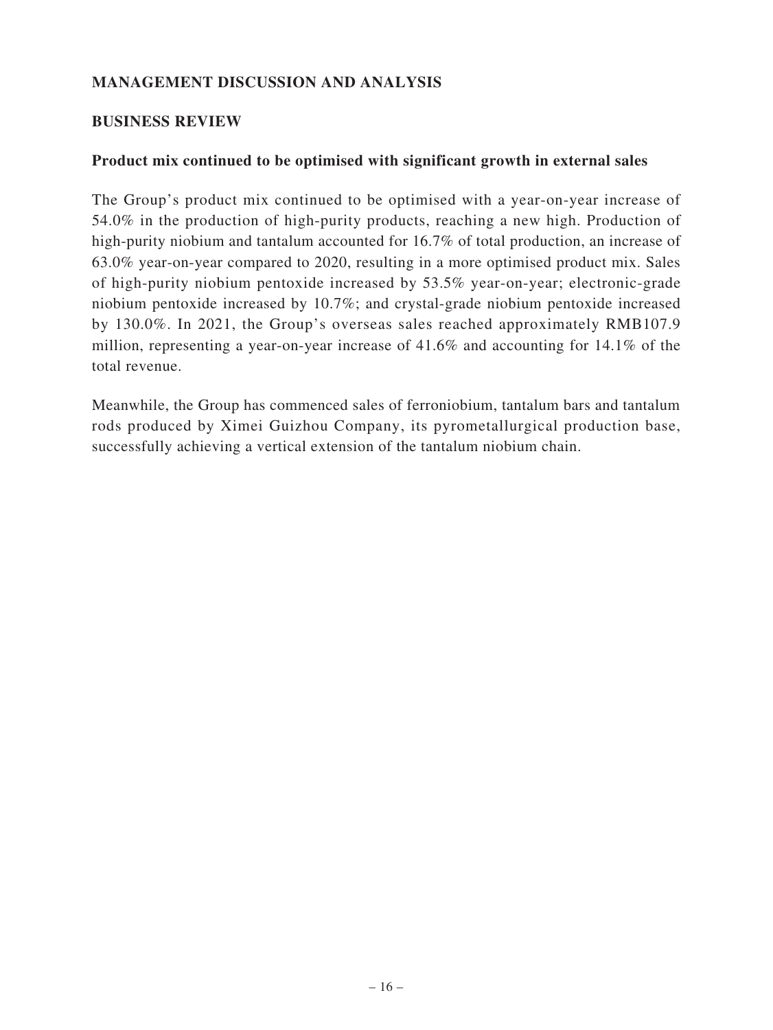## MANAGEMENT DISCUSSION AND ANALYSIS

### BUSINESS REVIEW

#### Product mix continued to be optimised with significant growth in external sales

The Group's product mix continued to be optimised with a year-on-year increase of 54.0% in the production of high-purity products, reaching a new high. Production of high-purity niobium and tantalum accounted for 16.7% of total production, an increase of 63.0% year-on-year compared to 2020, resulting in a more optimised product mix. Sales of high-purity niobium pentoxide increased by 53.5% year-on-year; electronic-grade niobium pentoxide increased by 10.7%; and crystal-grade niobium pentoxide increased by 130.0%. In 2021, the Group's overseas sales reached approximately RMB107.9 million, representing a year-on-year increase of 41.6% and accounting for 14.1% of the total revenue.

Meanwhile, the Group has commenced sales of ferroniobium, tantalum bars and tantalum rods produced by Ximei Guizhou Company, its pyrometallurgical production base, successfully achieving a vertical extension of the tantalum niobium chain.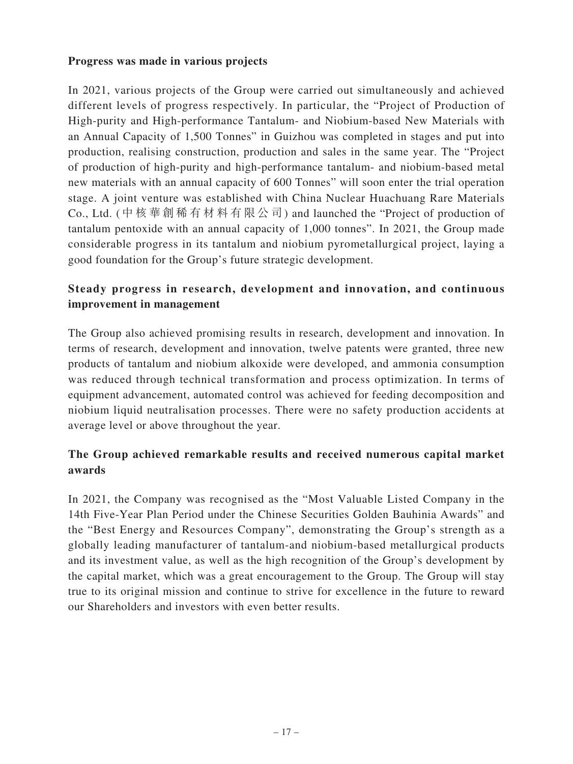**Progress was made in various projects**

In 2021, various projects of the Group were carried out simultaneously and achieved different levels of progress respectively. In particular, the "Project of Production of High-purity and High-performance Tantalum- and Niobium-based New Materials with an Annual Capacity of 1,500 Tonnes" in Guizhou was completed in stages and put into production, realising construction, production and sales in the same year. The "Project of production of high-purity and high-performance tantalum- and niobium-based metal new materials with an annual capacity of 600 Tonnes" will soon enter the trial operation stage. A joint venture was established with China Nuclear Huachuang Rare Materials Co., Ltd. (中核華創稀有材料有限公司) and launched the "Project of production of tantalum pentoxide with an annual capacity of 1,000 tonnes". In 2021, the Group made considerable progress in its tantalum and niobium pyrometallurgical project, laying a good foundation for the Group's future strategic development.

**Steady progress in research, development and innovation, and continuous improvement in management**

The Group also achieved promising results in research, development and innovation. In terms of research, development and innovation, twelve patents were granted, three new products of tantalum and niobium alkoxide were developed, and ammonia consumption was reduced through technical transformation and process optimization. In terms of equipment advancement, automated control was achieved for feeding decomposition and niobium liquid neutralisation processes. There were no safety production accidents at average level or above throughout the year.

**The Group achieved remarkable results and received numerous capital market awards**

In 2021, the Company was recognised as the "Most Valuable Listed Company in the 14th Five-Year Plan Period under the Chinese Securities Golden Bauhinia Awards" and the "Best Energy and Resources Company", demonstrating the Group's strength as a globally leading manufacturer of tantalum-and niobium-based metallurgical products and its investment value, as well as the high recognition of the Group's development by the capital market, which was a great encouragement to the Group. The Group will stay true to its original mission and continue to strive for excellence in the future to reward our Shareholders and investors with even better results.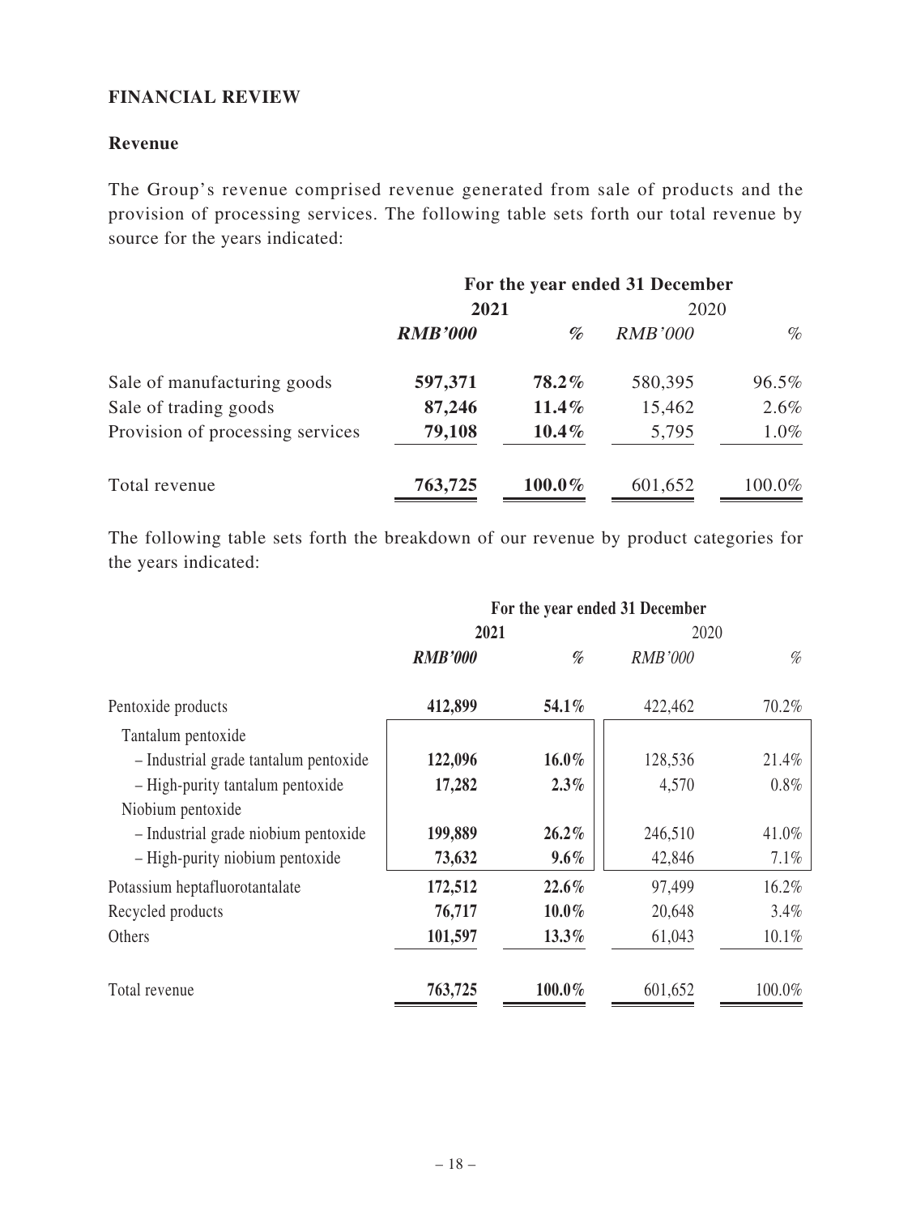## FINANCIAL REVIEW

### Revenue

The Group's revenue comprised revenue generated from sale of products and the provision of processing services. The following table sets forth our total revenue by source for the years indicated:

| | For the year ended 31 December | | | |
|---|---|---|---|---|
| | 2021 | | 2020 | |
| | ***RMB'000*** | ***%*** | *RMB'000* | *%* |
| Sale of manufacturing goods | **597,371** | **78.2%** | 580,395 | 96.5% |
| Sale of trading goods | **87,246** | **11.4%** | 15,462 | 2.6% |
| Provision of processing services | **79,108** | **10.4%** | 5,795 | 1.0% |
| Total revenue | **763,725** | **100.0%** | 601,652 | 100.0% |

The following table sets forth the breakdown of our revenue by product categories for the years indicated:

| | For the year ended 31 December | | | |
|---|---|---|---|---|
| | 2021 | | 2020 | |
| | ***RMB'000*** | ***%*** | *RMB'000* | *%* |
| Pentoxide products | **412,899** | **54.1%** | 422,462 | 70.2% |
| Tantalum pentoxide | | | | |
| – Industrial grade tantalum pentoxide | **122,096** | **16.0%** | 128,536 | 21.4% |
| – High-purity tantalum pentoxide | **17,282** | **2.3%** | 4,570 | 0.8% |
| Niobium pentoxide | | | | |
| – Industrial grade niobium pentoxide | **199,889** | **26.2%** | 246,510 | 41.0% |
| – High-purity niobium pentoxide | **73,632** | **9.6%** | 42,846 | 7.1% |
| Potassium heptafluorotantalate | **172,512** | **22.6%** | 97,499 | 16.2% |
| Recycled products | **76,717** | **10.0%** | 20,648 | 3.4% |
| Others | **101,597** | **13.3%** | 61,043 | 10.1% |
| Total revenue | **763,725** | **100.0%** | 601,652 | 100.0% |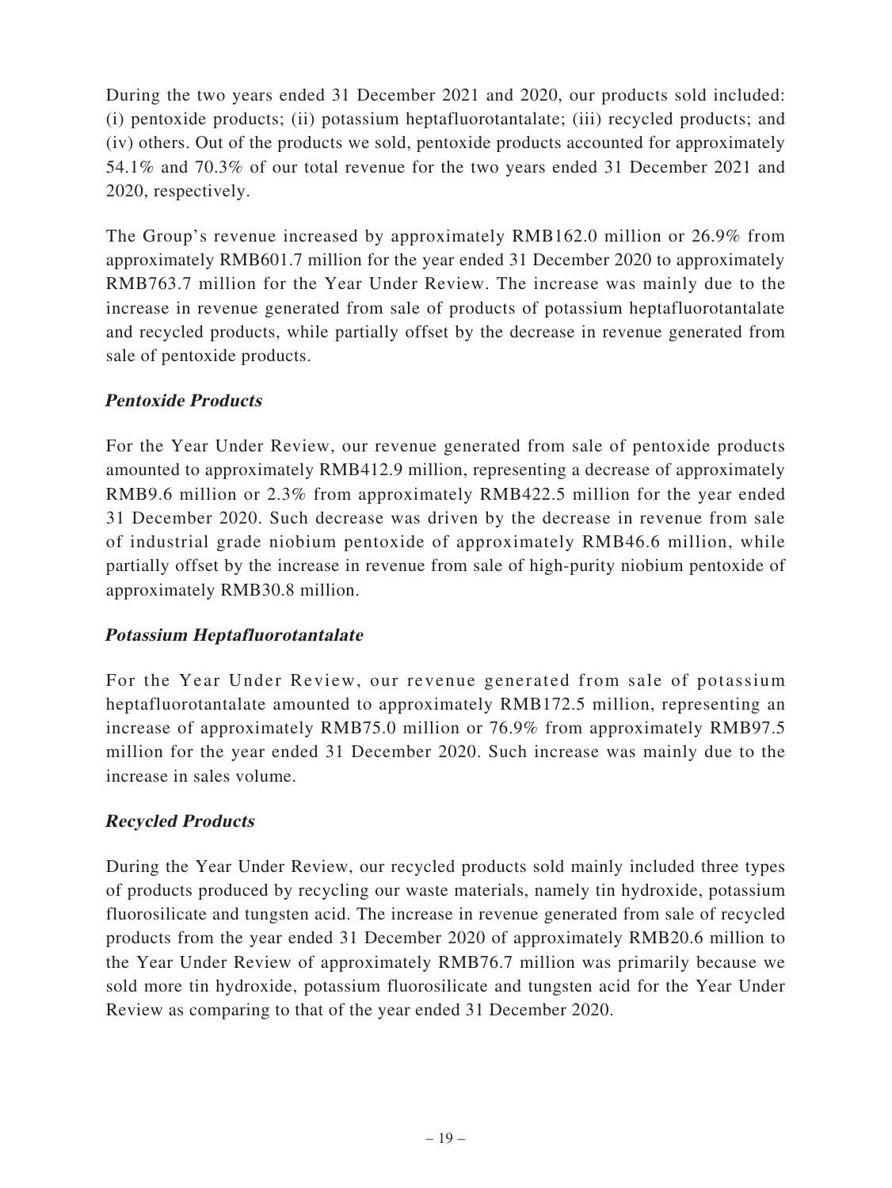During the two years ended 31 December 2021 and 2020, our products sold included: (i) pentoxide products; (ii) potassium heptafluorotantalate; (iii) recycled products; and (iv) others. Out of the products we sold, pentoxide products accounted for approximately 54.1% and 70.3% of our total revenue for the two years ended 31 December 2021 and 2020, respectively.

The Group's revenue increased by approximately RMB162.0 million or 26.9% from approximately RMB601.7 million for the year ended 31 December 2020 to approximately RMB763.7 million for the Year Under Review. The increase was mainly due to the increase in revenue generated from sale of products of potassium heptafluorotantalate and recycled products, while partially offset by the decrease in revenue generated from sale of pentoxide products.

***Pentoxide Products***

For the Year Under Review, our revenue generated from sale of pentoxide products amounted to approximately RMB412.9 million, representing a decrease of approximately RMB9.6 million or 2.3% from approximately RMB422.5 million for the year ended 31 December 2020. Such decrease was driven by the decrease in revenue from sale of industrial grade niobium pentoxide of approximately RMB46.6 million, while partially offset by the increase in revenue from sale of high-purity niobium pentoxide of approximately RMB30.8 million.

***Potassium Heptafluorotantalate***

For the Year Under Review, our revenue generated from sale of potassium heptafluorotantalate amounted to approximately RMB172.5 million, representing an increase of approximately RMB75.0 million or 76.9% from approximately RMB97.5 million for the year ended 31 December 2020. Such increase was mainly due to the increase in sales volume.

***Recycled Products***

During the Year Under Review, our recycled products sold mainly included three types of products produced by recycling our waste materials, namely tin hydroxide, potassium fluorosilicate and tungsten acid. The increase in revenue generated from sale of recycled products from the year ended 31 December 2020 of approximately RMB20.6 million to the Year Under Review of approximately RMB76.7 million was primarily because we sold more tin hydroxide, potassium fluorosilicate and tungsten acid for the Year Under Review as comparing to that of the year ended 31 December 2020.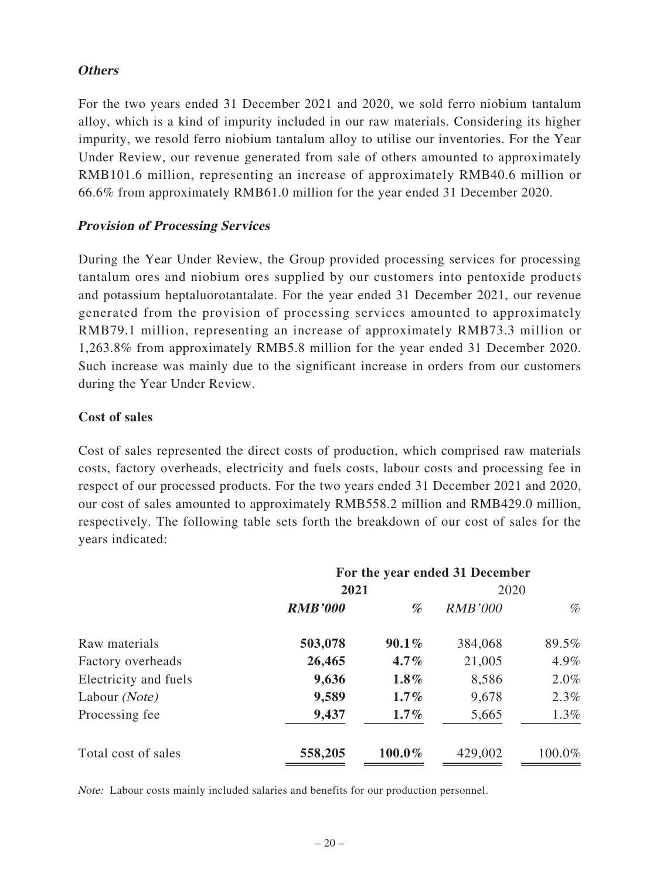### *Others*

For the two years ended 31 December 2021 and 2020, we sold ferro niobium tantalum alloy, which is a kind of impurity included in our raw materials. Considering its higher impurity, we resold ferro niobium tantalum alloy to utilise our inventories. For the Year Under Review, our revenue generated from sale of others amounted to approximately RMB101.6 million, representing an increase of approximately RMB40.6 million or 66.6% from approximately RMB61.0 million for the year ended 31 December 2020.

### *Provision of Processing Services*

During the Year Under Review, the Group provided processing services for processing tantalum ores and niobium ores supplied by our customers into pentoxide products and potassium heptaluorotantalate. For the year ended 31 December 2021, our revenue generated from the provision of processing services amounted to approximately RMB79.1 million, representing an increase of approximately RMB73.3 million or 1,263.8% from approximately RMB5.8 million for the year ended 31 December 2020. Such increase was mainly due to the significant increase in orders from our customers during the Year Under Review.

### Cost of sales

Cost of sales represented the direct costs of production, which comprised raw materials costs, factory overheads, electricity and fuels costs, labour costs and processing fee in respect of our processed products. For the two years ended 31 December 2021 and 2020, our cost of sales amounted to approximately RMB558.2 million and RMB429.0 million, respectively. The following table sets forth the breakdown of our cost of sales for the years indicated:

| | For the year ended 31 December | | | |
|---|---|---|---|---|
| | **2021** | | 2020 | |
| | ***RMB'000*** | ***%*** | *RMB'000* | *%* |
| Raw materials | **503,078** | **90.1%** | 384,068 | 89.5% |
| Factory overheads | **26,465** | **4.7%** | 21,005 | 4.9% |
| Electricity and fuels | **9,636** | **1.8%** | 8,586 | 2.0% |
| Labour *(Note)* | **9,589** | **1.7%** | 9,678 | 2.3% |
| Processing fee | **9,437** | **1.7%** | 5,665 | 1.3% |
| Total cost of sales | **558,205** | **100.0%** | 429,002 | 100.0% |

*Note:* Labour costs mainly included salaries and benefits for our production personnel.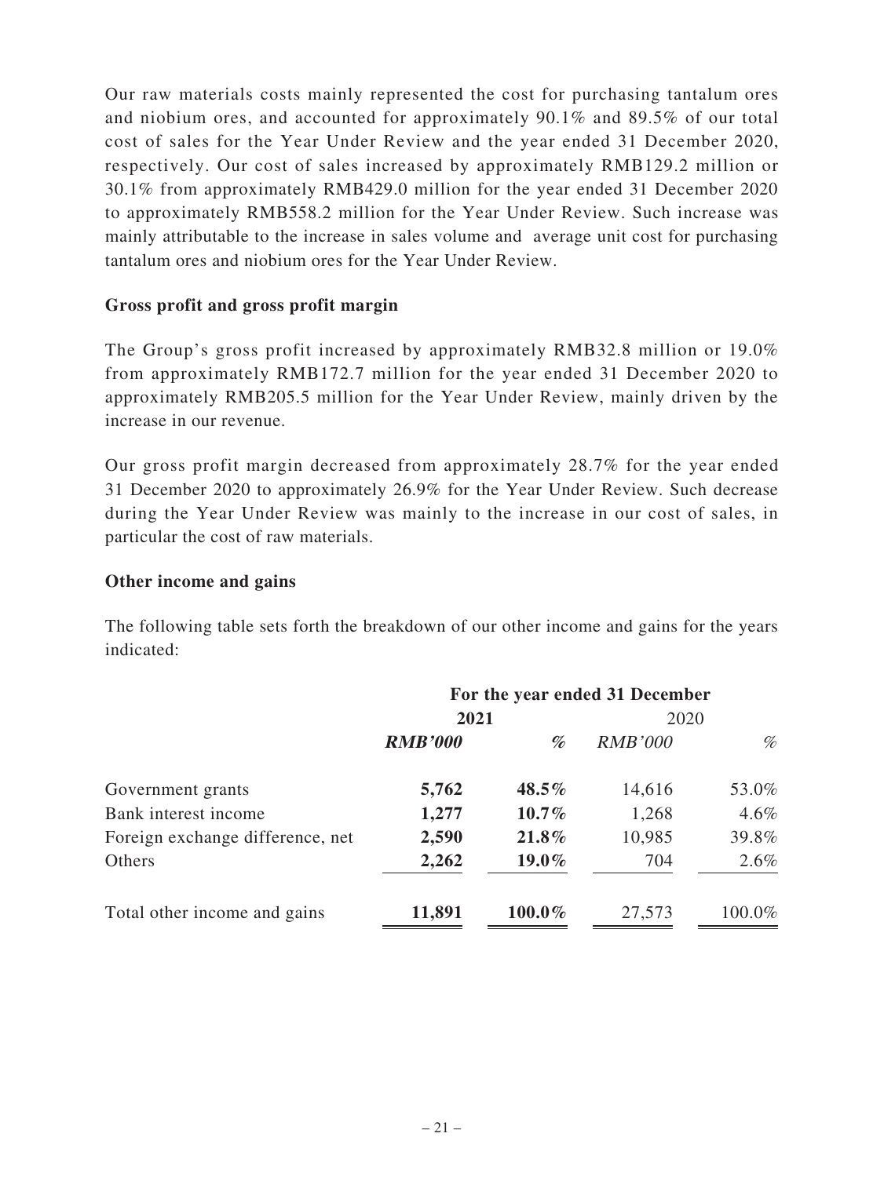Our raw materials costs mainly represented the cost for purchasing tantalum ores and niobium ores, and accounted for approximately 90.1% and 89.5% of our total cost of sales for the Year Under Review and the year ended 31 December 2020, respectively. Our cost of sales increased by approximately RMB129.2 million or 30.1% from approximately RMB429.0 million for the year ended 31 December 2020 to approximately RMB558.2 million for the Year Under Review. Such increase was mainly attributable to the increase in sales volume and average unit cost for purchasing tantalum ores and niobium ores for the Year Under Review.

### Gross profit and gross profit margin

The Group's gross profit increased by approximately RMB32.8 million or 19.0% from approximately RMB172.7 million for the year ended 31 December 2020 to approximately RMB205.5 million for the Year Under Review, mainly driven by the increase in our revenue.

Our gross profit margin decreased from approximately 28.7% for the year ended 31 December 2020 to approximately 26.9% for the Year Under Review. Such decrease during the Year Under Review was mainly to the increase in our cost of sales, in particular the cost of raw materials.

### Other income and gains

The following table sets forth the breakdown of our other income and gains for the years indicated:

| | For the year ended 31 December | | | |
|---|---|---|---|---|
| | **2021** | | 2020 | |
| | ***RMB'000*** | ***%*** | *RMB'000* | *%* |
| Government grants | **5,762** | **48.5%** | 14,616 | 53.0% |
| Bank interest income | **1,277** | **10.7%** | 1,268 | 4.6% |
| Foreign exchange difference, net | **2,590** | **21.8%** | 10,985 | 39.8% |
| Others | **2,262** | **19.0%** | 704 | 2.6% |
| Total other income and gains | **11,891** | **100.0%** | 27,573 | 100.0% |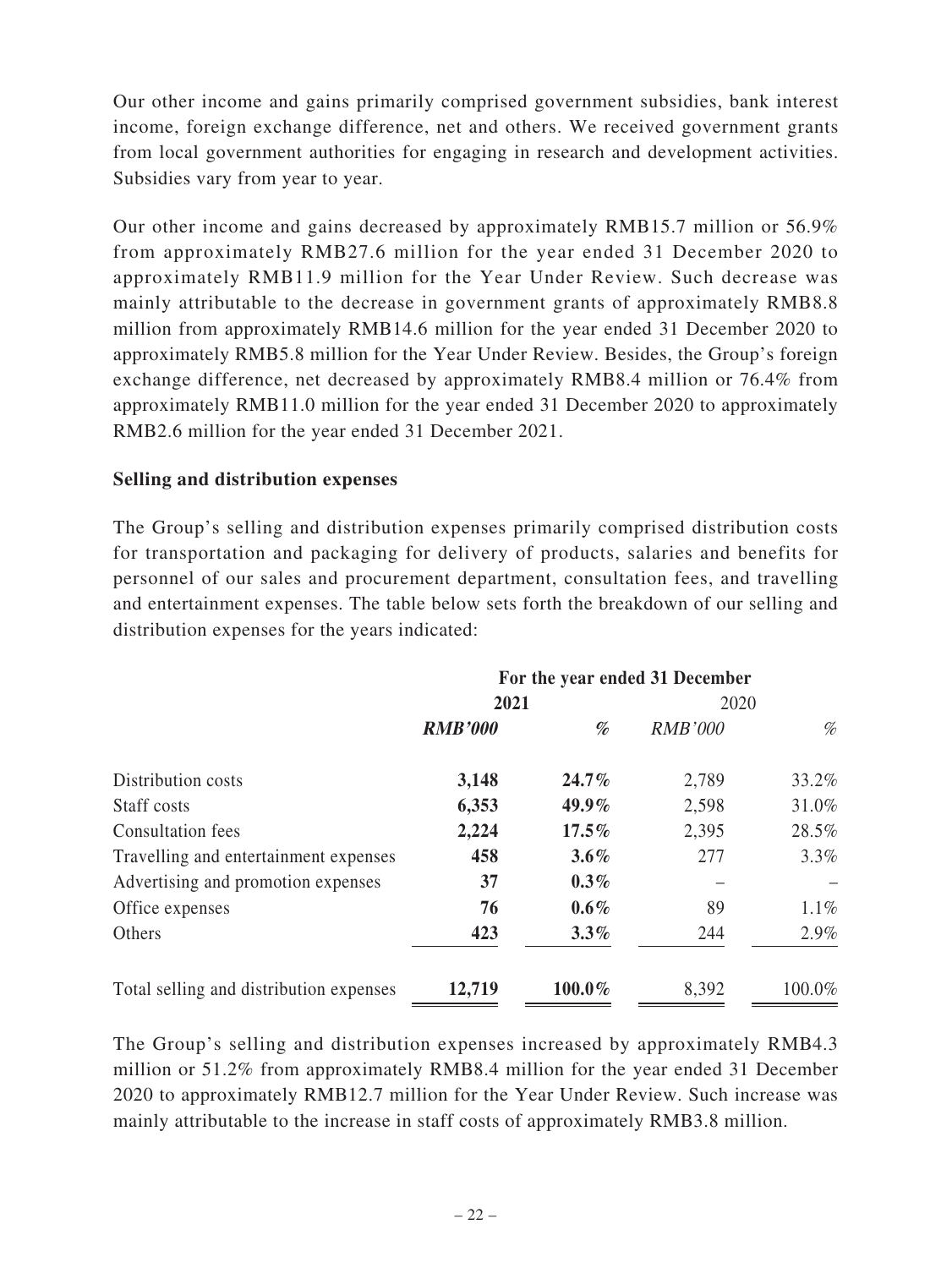Our other income and gains primarily comprised government subsidies, bank interest income, foreign exchange difference, net and others. We received government grants from local government authorities for engaging in research and development activities. Subsidies vary from year to year.

Our other income and gains decreased by approximately RMB15.7 million or 56.9% from approximately RMB27.6 million for the year ended 31 December 2020 to approximately RMB11.9 million for the Year Under Review. Such decrease was mainly attributable to the decrease in government grants of approximately RMB8.8 million from approximately RMB14.6 million for the year ended 31 December 2020 to approximately RMB5.8 million for the Year Under Review. Besides, the Group's foreign exchange difference, net decreased by approximately RMB8.4 million or 76.4% from approximately RMB11.0 million for the year ended 31 December 2020 to approximately RMB2.6 million for the year ended 31 December 2021.

**Selling and distribution expenses**

The Group's selling and distribution expenses primarily comprised distribution costs for transportation and packaging for delivery of products, salaries and benefits for personnel of our sales and procurement department, consultation fees, and travelling and entertainment expenses. The table below sets forth the breakdown of our selling and distribution expenses for the years indicated:

| | For the year ended 31 December | | | |
|---|---|---|---|---|
| | **2021** | | 2020 | |
| | ***RMB'000*** | ***%*** | *RMB'000* | *%* |
| Distribution costs | **3,148** | **24.7%** | 2,789 | 33.2% |
| Staff costs | **6,353** | **49.9%** | 2,598 | 31.0% |
| Consultation fees | **2,224** | **17.5%** | 2,395 | 28.5% |
| Travelling and entertainment expenses | **458** | **3.6%** | 277 | 3.3% |
| Advertising and promotion expenses | **37** | **0.3%** | – | – |
| Office expenses | **76** | **0.6%** | 89 | 1.1% |
| Others | **423** | **3.3%** | 244 | 2.9% |
| Total selling and distribution expenses | **12,719** | **100.0%** | 8,392 | 100.0% |

The Group's selling and distribution expenses increased by approximately RMB4.3 million or 51.2% from approximately RMB8.4 million for the year ended 31 December 2020 to approximately RMB12.7 million for the Year Under Review. Such increase was mainly attributable to the increase in staff costs of approximately RMB3.8 million.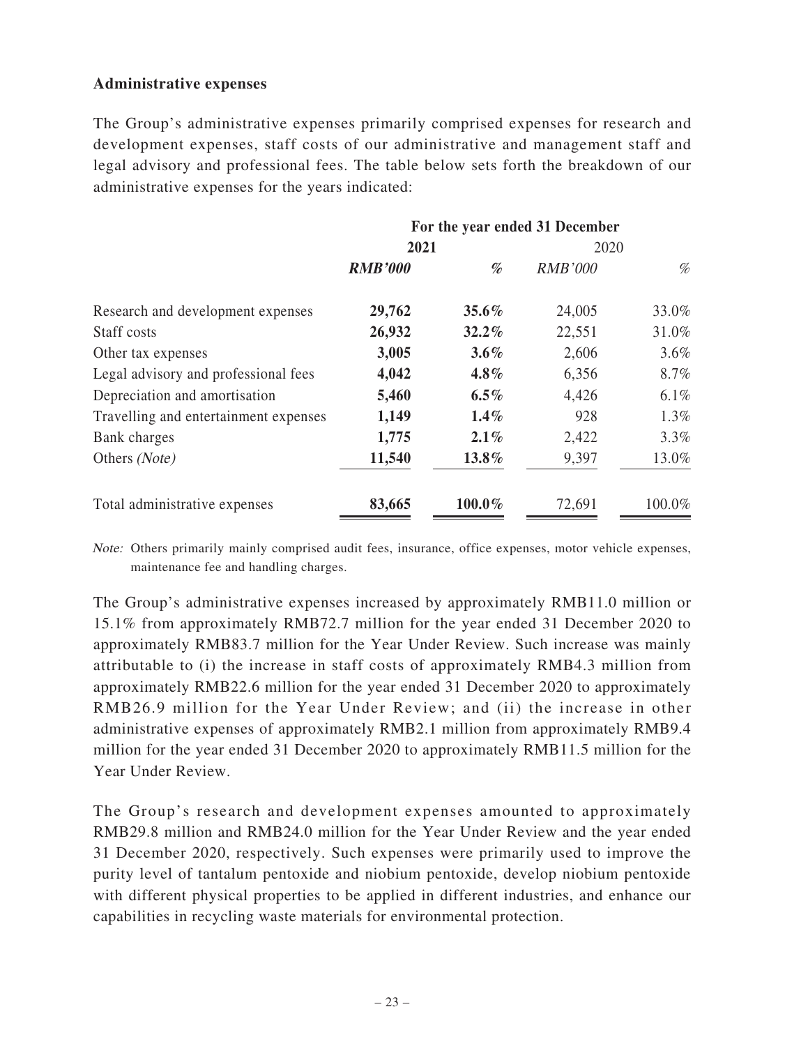**Administrative expenses**

The Group's administrative expenses primarily comprised expenses for research and development expenses, staff costs of our administrative and management staff and legal advisory and professional fees. The table below sets forth the breakdown of our administrative expenses for the years indicated:

| | For the year ended 31 December | | | |
|---|---|---|---|---|
| | **2021** | | 2020 | |
| | ***RMB'000*** | ***%*** | *RMB'000* | *%* |
| Research and development expenses | **29,762** | **35.6%** | 24,005 | 33.0% |
| Staff costs | **26,932** | **32.2%** | 22,551 | 31.0% |
| Other tax expenses | **3,005** | **3.6%** | 2,606 | 3.6% |
| Legal advisory and professional fees | **4,042** | **4.8%** | 6,356 | 8.7% |
| Depreciation and amortisation | **5,460** | **6.5%** | 4,426 | 6.1% |
| Travelling and entertainment expenses | **1,149** | **1.4%** | 928 | 1.3% |
| Bank charges | **1,775** | **2.1%** | 2,422 | 3.3% |
| Others *(Note)* | **11,540** | **13.8%** | 9,397 | 13.0% |
| Total administrative expenses | **83,665** | **100.0%** | 72,691 | 100.0% |

*Note:* Others primarily mainly comprised audit fees, insurance, office expenses, motor vehicle expenses, maintenance fee and handling charges.

The Group's administrative expenses increased by approximately RMB11.0 million or 15.1% from approximately RMB72.7 million for the year ended 31 December 2020 to approximately RMB83.7 million for the Year Under Review. Such increase was mainly attributable to (i) the increase in staff costs of approximately RMB4.3 million from approximately RMB22.6 million for the year ended 31 December 2020 to approximately RMB26.9 million for the Year Under Review; and (ii) the increase in other administrative expenses of approximately RMB2.1 million from approximately RMB9.4 million for the year ended 31 December 2020 to approximately RMB11.5 million for the Year Under Review.

The Group's research and development expenses amounted to approximately RMB29.8 million and RMB24.0 million for the Year Under Review and the year ended 31 December 2020, respectively. Such expenses were primarily used to improve the purity level of tantalum pentoxide and niobium pentoxide, develop niobium pentoxide with different physical properties to be applied in different industries, and enhance our capabilities in recycling waste materials for environmental protection.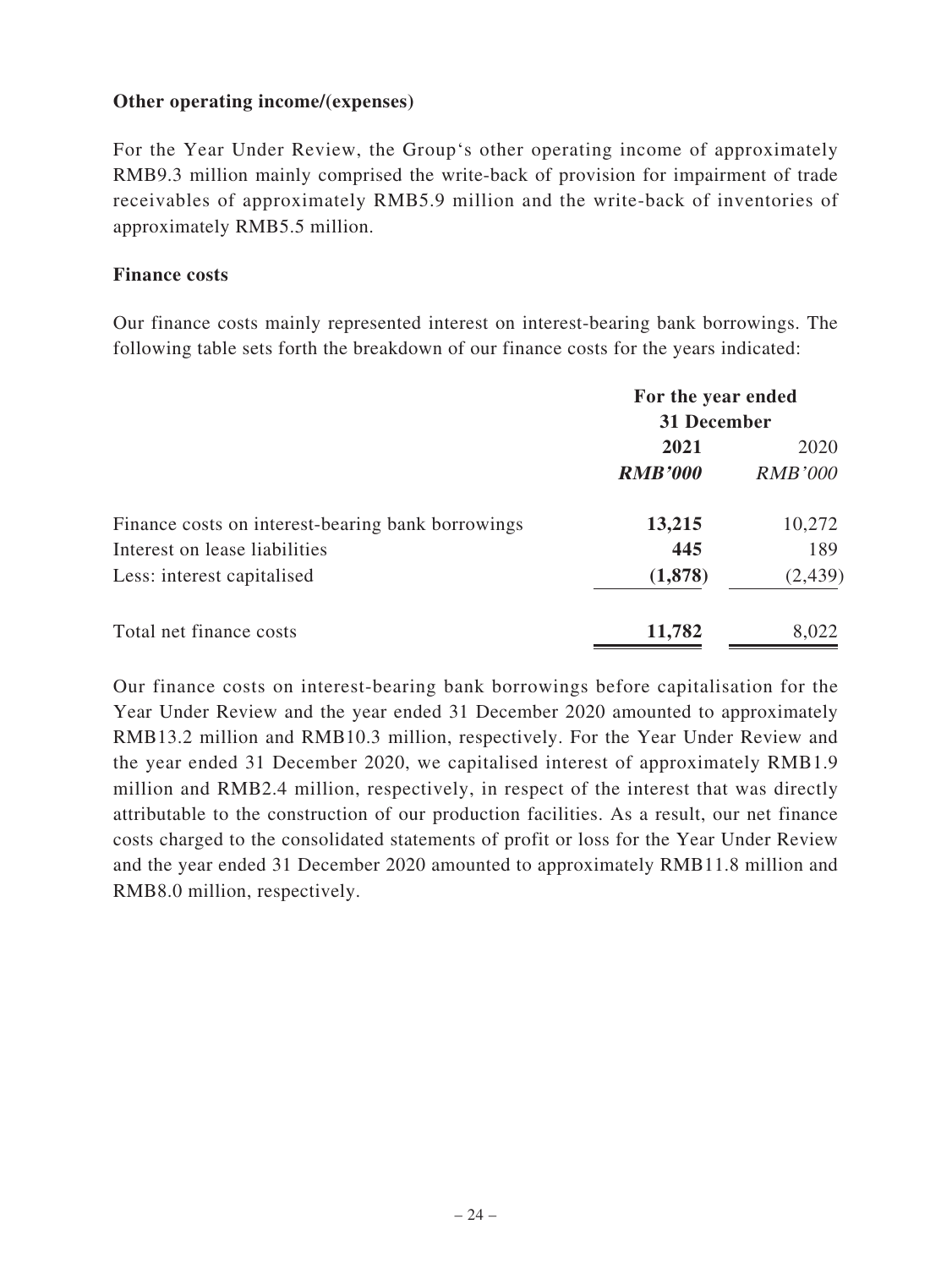**Other operating income/(expenses)**

For the Year Under Review, the Group's other operating income of approximately RMB9.3 million mainly comprised the write-back of provision for impairment of trade receivables of approximately RMB5.9 million and the write-back of inventories of approximately RMB5.5 million.

**Finance costs**

Our finance costs mainly represented interest on interest-bearing bank borrowings. The following table sets forth the breakdown of our finance costs for the years indicated:

| | For the year ended 31 December | |
|---|---|---|
| | **2021** | 2020 |
| | ***RMB'000*** | *RMB'000* |
| Finance costs on interest-bearing bank borrowings | **13,215** | 10,272 |
| Interest on lease liabilities | **445** | 189 |
| Less: interest capitalised | **(1,878)** | (2,439) |
| Total net finance costs | **11,782** | 8,022 |

Our finance costs on interest-bearing bank borrowings before capitalisation for the Year Under Review and the year ended 31 December 2020 amounted to approximately RMB13.2 million and RMB10.3 million, respectively. For the Year Under Review and the year ended 31 December 2020, we capitalised interest of approximately RMB1.9 million and RMB2.4 million, respectively, in respect of the interest that was directly attributable to the construction of our production facilities. As a result, our net finance costs charged to the consolidated statements of profit or loss for the Year Under Review and the year ended 31 December 2020 amounted to approximately RMB11.8 million and RMB8.0 million, respectively.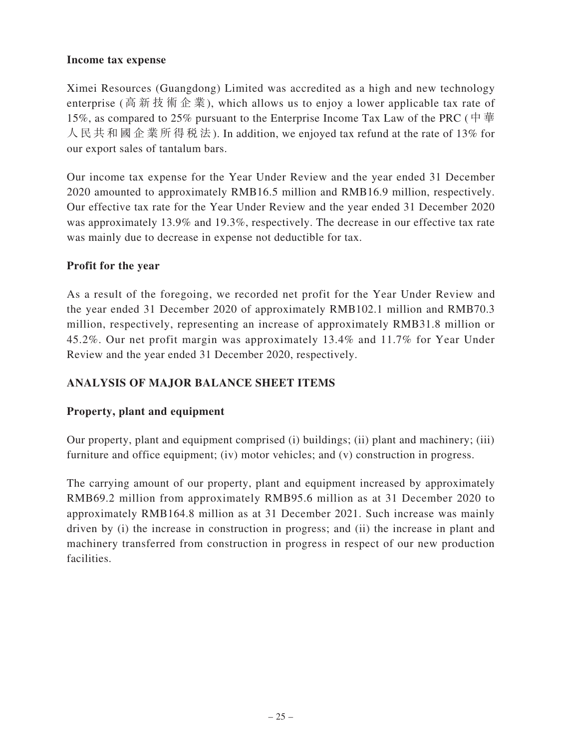**Income tax expense**

Ximei Resources (Guangdong) Limited was accredited as a high and new technology enterprise (高新技術企業), which allows us to enjoy a lower applicable tax rate of 15%, as compared to 25% pursuant to the Enterprise Income Tax Law of the PRC (中華人民共和國企業所得稅法). In addition, we enjoyed tax refund at the rate of 13% for our export sales of tantalum bars.

Our income tax expense for the Year Under Review and the year ended 31 December 2020 amounted to approximately RMB16.5 million and RMB16.9 million, respectively. Our effective tax rate for the Year Under Review and the year ended 31 December 2020 was approximately 13.9% and 19.3%, respectively. The decrease in our effective tax rate was mainly due to decrease in expense not deductible for tax.

**Profit for the year**

As a result of the foregoing, we recorded net profit for the Year Under Review and the year ended 31 December 2020 of approximately RMB102.1 million and RMB70.3 million, respectively, representing an increase of approximately RMB31.8 million or 45.2%. Our net profit margin was approximately 13.4% and 11.7% for Year Under Review and the year ended 31 December 2020, respectively.

## ANALYSIS OF MAJOR BALANCE SHEET ITEMS

**Property, plant and equipment**

Our property, plant and equipment comprised (i) buildings; (ii) plant and machinery; (iii) furniture and office equipment; (iv) motor vehicles; and (v) construction in progress.

The carrying amount of our property, plant and equipment increased by approximately RMB69.2 million from approximately RMB95.6 million as at 31 December 2020 to approximately RMB164.8 million as at 31 December 2021. Such increase was mainly driven by (i) the increase in construction in progress; and (ii) the increase in plant and machinery transferred from construction in progress in respect of our new production facilities.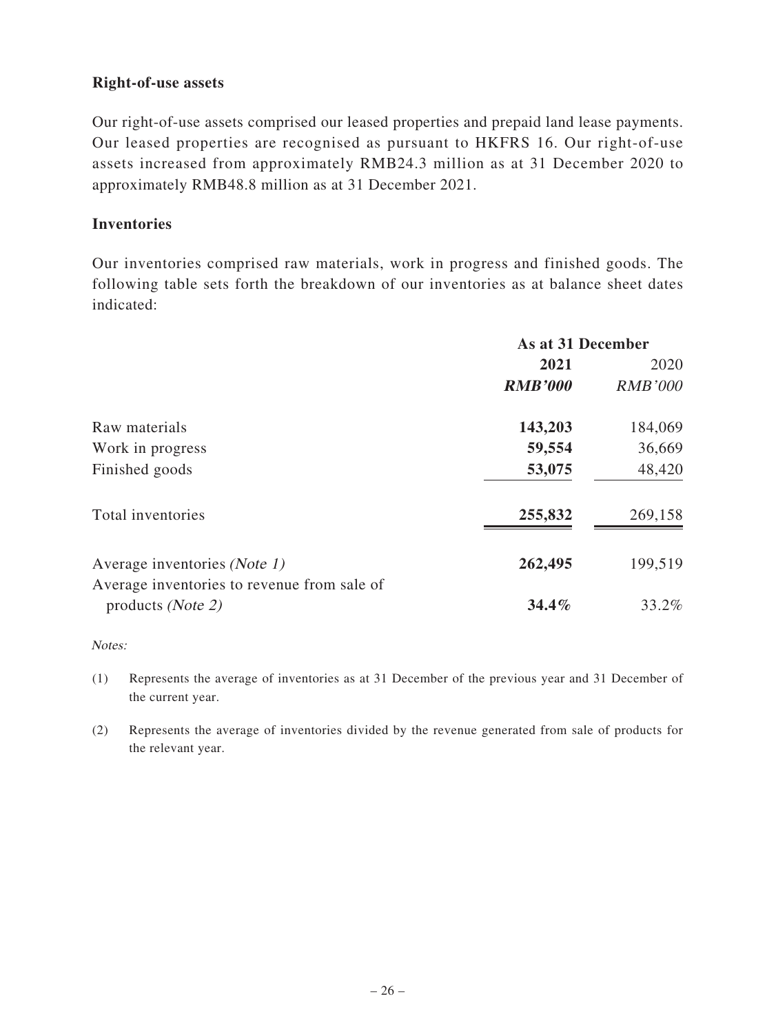**Right-of-use assets**

Our right-of-use assets comprised our leased properties and prepaid land lease payments. Our leased properties are recognised as pursuant to HKFRS 16. Our right-of-use assets increased from approximately RMB24.3 million as at 31 December 2020 to approximately RMB48.8 million as at 31 December 2021.

**Inventories**

Our inventories comprised raw materials, work in progress and finished goods. The following table sets forth the breakdown of our inventories as at balance sheet dates indicated:

| | **As at 31 December** | |
|---|---|---|
| | **2021** | 2020 |
| | ***RMB'000*** | *RMB'000* |
| Raw materials | **143,203** | 184,069 |
| Work in progress | **59,554** | 36,669 |
| Finished goods | **53,075** | 48,420 |
| Total inventories | **255,832** | 269,158 |
| Average inventories *(Note 1)* | **262,495** | 199,519 |
| Average inventories to revenue from sale of products *(Note 2)* | **34.4%** | 33.2% |

*Notes:*

(1) Represents the average of inventories as at 31 December of the previous year and 31 December of the current year.

(2) Represents the average of inventories divided by the revenue generated from sale of products for the relevant year.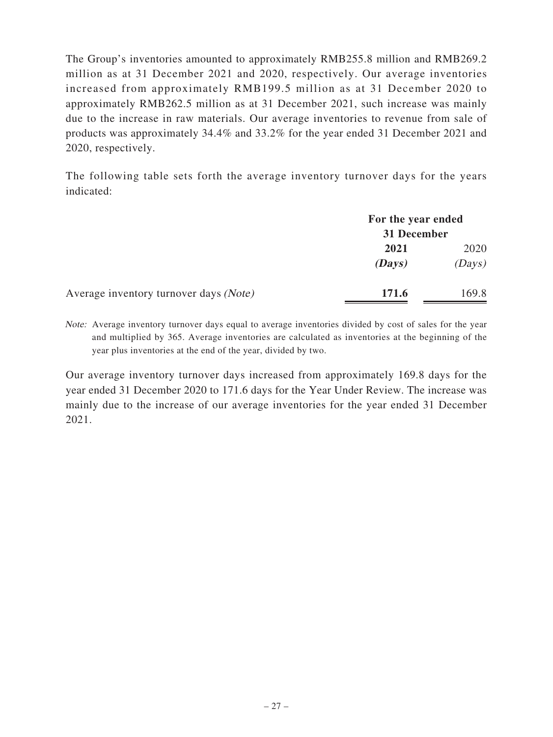The Group's inventories amounted to approximately RMB255.8 million and RMB269.2 million as at 31 December 2021 and 2020, respectively. Our average inventories increased from approximately RMB199.5 million as at 31 December 2020 to approximately RMB262.5 million as at 31 December 2021, such increase was mainly due to the increase in raw materials. Our average inventories to revenue from sale of products was approximately 34.4% and 33.2% for the year ended 31 December 2021 and 2020, respectively.

The following table sets forth the average inventory turnover days for the years indicated:

| | For the year ended 31 December | |
|---|---|---|
| | **2021** | 2020 |
| | ***(Days)*** | *(Days)* |
| Average inventory turnover days *(Note)* | **171.6** | 169.8 |

*Note:* Average inventory turnover days equal to average inventories divided by cost of sales for the year and multiplied by 365. Average inventories are calculated as inventories at the beginning of the year plus inventories at the end of the year, divided by two.

Our average inventory turnover days increased from approximately 169.8 days for the year ended 31 December 2020 to 171.6 days for the Year Under Review. The increase was mainly due to the increase of our average inventories for the year ended 31 December 2021.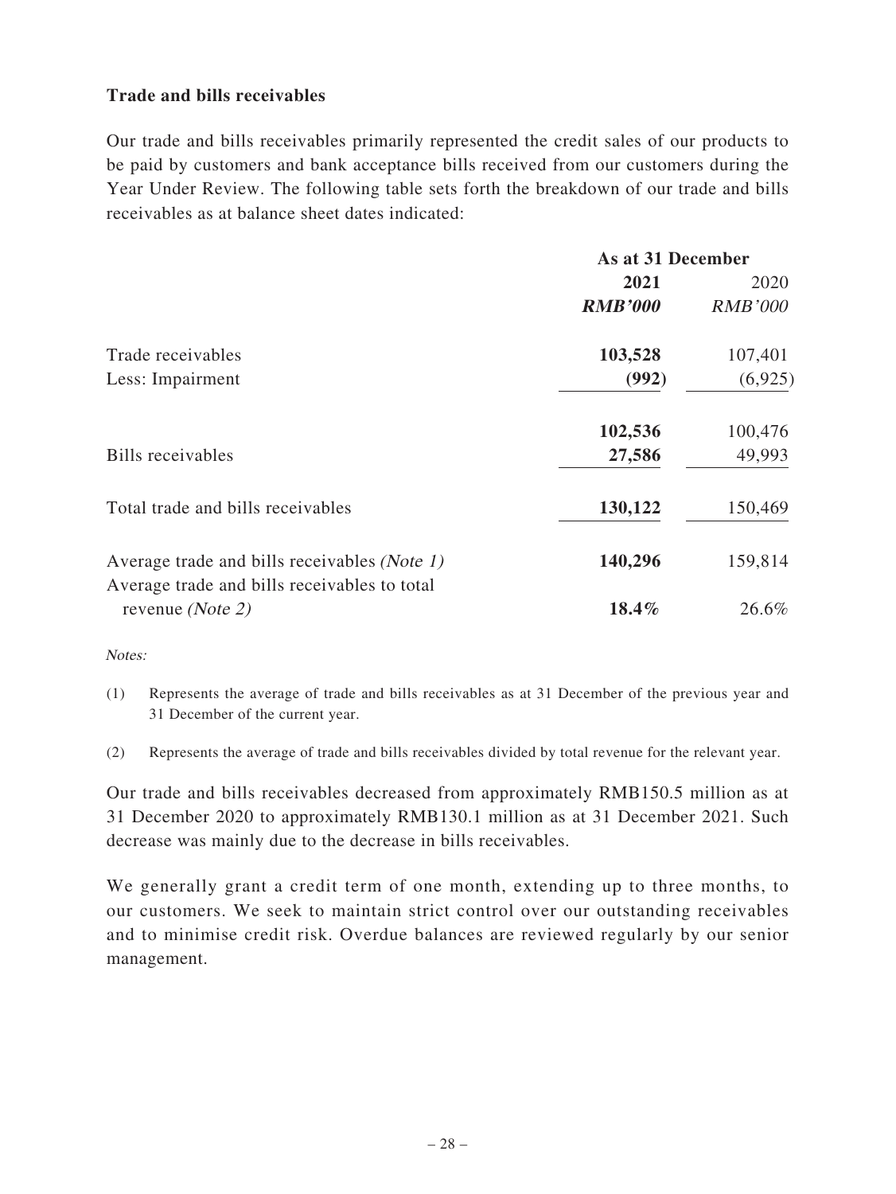## Trade and bills receivables

Our trade and bills receivables primarily represented the credit sales of our products to be paid by customers and bank acceptance bills received from our customers during the Year Under Review. The following table sets forth the breakdown of our trade and bills receivables as at balance sheet dates indicated:

| | As at 31 December | |
|---|---|---|
| | **2021** | 2020 |
| | ***RMB'000*** | *RMB'000* |
| Trade receivables | **103,528** | 107,401 |
| Less: Impairment | **(992)** | (6,925) |
| | **102,536** | 100,476 |
| Bills receivables | **27,586** | 49,993 |
| Total trade and bills receivables | **130,122** | 150,469 |
| Average trade and bills receivables *(Note 1)* | **140,296** | 159,814 |
| Average trade and bills receivables to total revenue *(Note 2)* | **18.4%** | 26.6% |

*Notes:*

(1) Represents the average of trade and bills receivables as at 31 December of the previous year and 31 December of the current year.

(2) Represents the average of trade and bills receivables divided by total revenue for the relevant year.

Our trade and bills receivables decreased from approximately RMB150.5 million as at 31 December 2020 to approximately RMB130.1 million as at 31 December 2021. Such decrease was mainly due to the decrease in bills receivables.

We generally grant a credit term of one month, extending up to three months, to our customers. We seek to maintain strict control over our outstanding receivables and to minimise credit risk. Overdue balances are reviewed regularly by our senior management.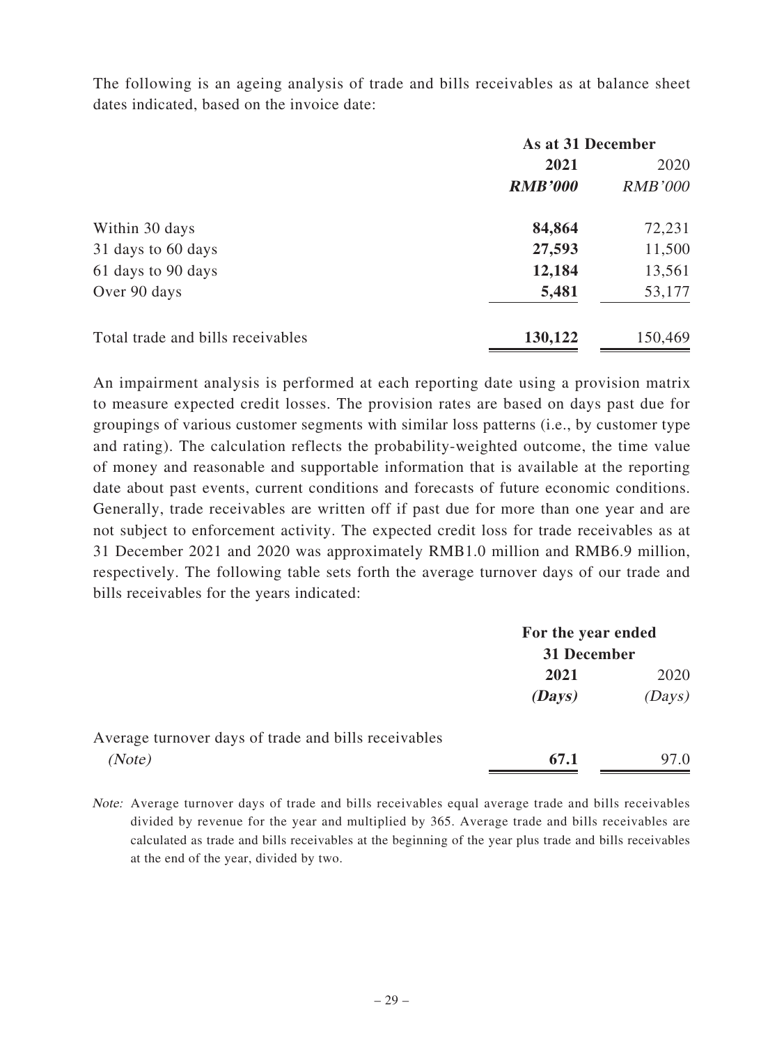The following is an ageing analysis of trade and bills receivables as at balance sheet dates indicated, based on the invoice date:

| | As at 31 December | |
|---|---|---|
| | **2021** | 2020 |
| | ***RMB'000*** | *RMB'000* |
| Within 30 days | **84,864** | 72,231 |
| 31 days to 60 days | **27,593** | 11,500 |
| 61 days to 90 days | **12,184** | 13,561 |
| Over 90 days | **5,481** | 53,177 |
| Total trade and bills receivables | **130,122** | 150,469 |

An impairment analysis is performed at each reporting date using a provision matrix to measure expected credit losses. The provision rates are based on days past due for groupings of various customer segments with similar loss patterns (i.e., by customer type and rating). The calculation reflects the probability-weighted outcome, the time value of money and reasonable and supportable information that is available at the reporting date about past events, current conditions and forecasts of future economic conditions. Generally, trade receivables are written off if past due for more than one year and are not subject to enforcement activity. The expected credit loss for trade receivables as at 31 December 2021 and 2020 was approximately RMB1.0 million and RMB6.9 million, respectively. The following table sets forth the average turnover days of our trade and bills receivables for the years indicated:

| | For the year ended 31 December | |
|---|---|---|
| | **2021** | 2020 |
| | ***(Days)*** | *(Days)* |
| Average turnover days of trade and bills receivables *(Note)* | **67.1** | 97.0 |

*Note:* Average turnover days of trade and bills receivables equal average trade and bills receivables divided by revenue for the year and multiplied by 365. Average trade and bills receivables are calculated as trade and bills receivables at the beginning of the year plus trade and bills receivables at the end of the year, divided by two.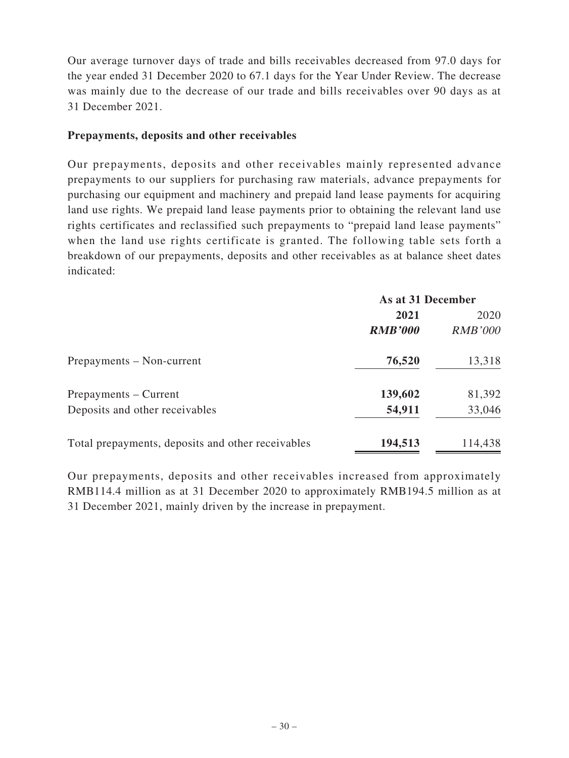Our average turnover days of trade and bills receivables decreased from 97.0 days for the year ended 31 December 2020 to 67.1 days for the Year Under Review. The decrease was mainly due to the decrease of our trade and bills receivables over 90 days as at 31 December 2021.

**Prepayments, deposits and other receivables**

Our prepayments, deposits and other receivables mainly represented advance prepayments to our suppliers for purchasing raw materials, advance prepayments for purchasing our equipment and machinery and prepaid land lease payments for acquiring land use rights. We prepaid land lease payments prior to obtaining the relevant land use rights certificates and reclassified such prepayments to "prepaid land lease payments" when the land use rights certificate is granted. The following table sets forth a breakdown of our prepayments, deposits and other receivables as at balance sheet dates indicated:

| | **As at 31 December** | |
|---|---|---|
| | **2021** | 2020 |
| | ***RMB'000*** | *RMB'000* |
| Prepayments – Non-current | **76,520** | 13,318 |
| Prepayments – Current | **139,602** | 81,392 |
| Deposits and other receivables | **54,911** | 33,046 |
| Total prepayments, deposits and other receivables | **194,513** | 114,438 |

Our prepayments, deposits and other receivables increased from approximately RMB114.4 million as at 31 December 2020 to approximately RMB194.5 million as at 31 December 2021, mainly driven by the increase in prepayment.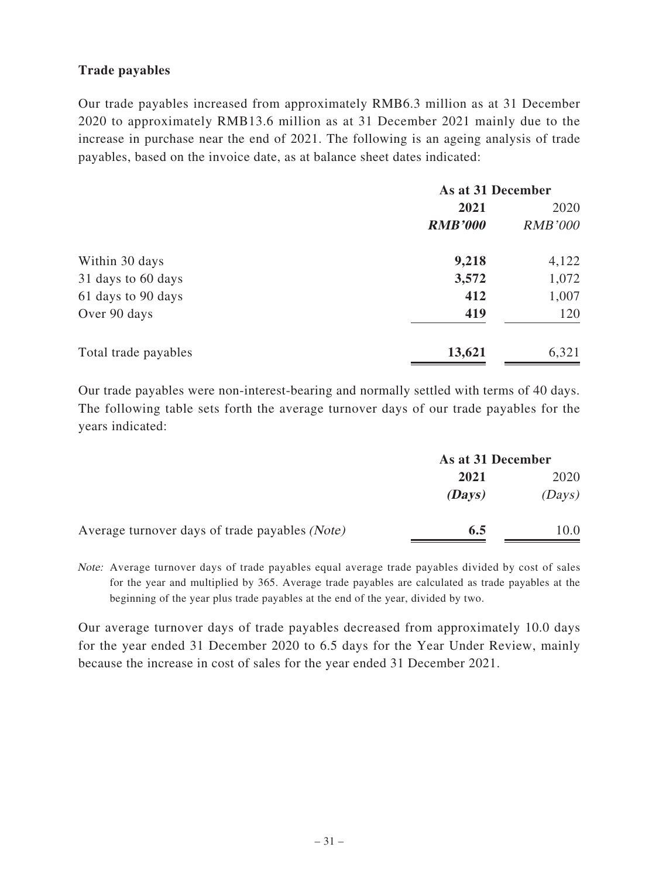**Trade payables**

Our trade payables increased from approximately RMB6.3 million as at 31 December 2020 to approximately RMB13.6 million as at 31 December 2021 mainly due to the increase in purchase near the end of 2021. The following is an ageing analysis of trade payables, based on the invoice date, as at balance sheet dates indicated:

| | As at 31 December | |
|---|---|---|
| | **2021** | 2020 |
| | ***RMB'000*** | *RMB'000* |
| Within 30 days | **9,218** | 4,122 |
| 31 days to 60 days | **3,572** | 1,072 |
| 61 days to 90 days | **412** | 1,007 |
| Over 90 days | **419** | 120 |
| Total trade payables | **13,621** | 6,321 |

Our trade payables were non-interest-bearing and normally settled with terms of 40 days. The following table sets forth the average turnover days of our trade payables for the years indicated:

| | As at 31 December | |
|---|---|---|
| | **2021** | 2020 |
| | ***(Days)*** | *(Days)* |
| Average turnover days of trade payables *(Note)* | **6.5** | 10.0 |

*Note:* Average turnover days of trade payables equal average trade payables divided by cost of sales for the year and multiplied by 365. Average trade payables are calculated as trade payables at the beginning of the year plus trade payables at the end of the year, divided by two.

Our average turnover days of trade payables decreased from approximately 10.0 days for the year ended 31 December 2020 to 6.5 days for the Year Under Review, mainly because the increase in cost of sales for the year ended 31 December 2021.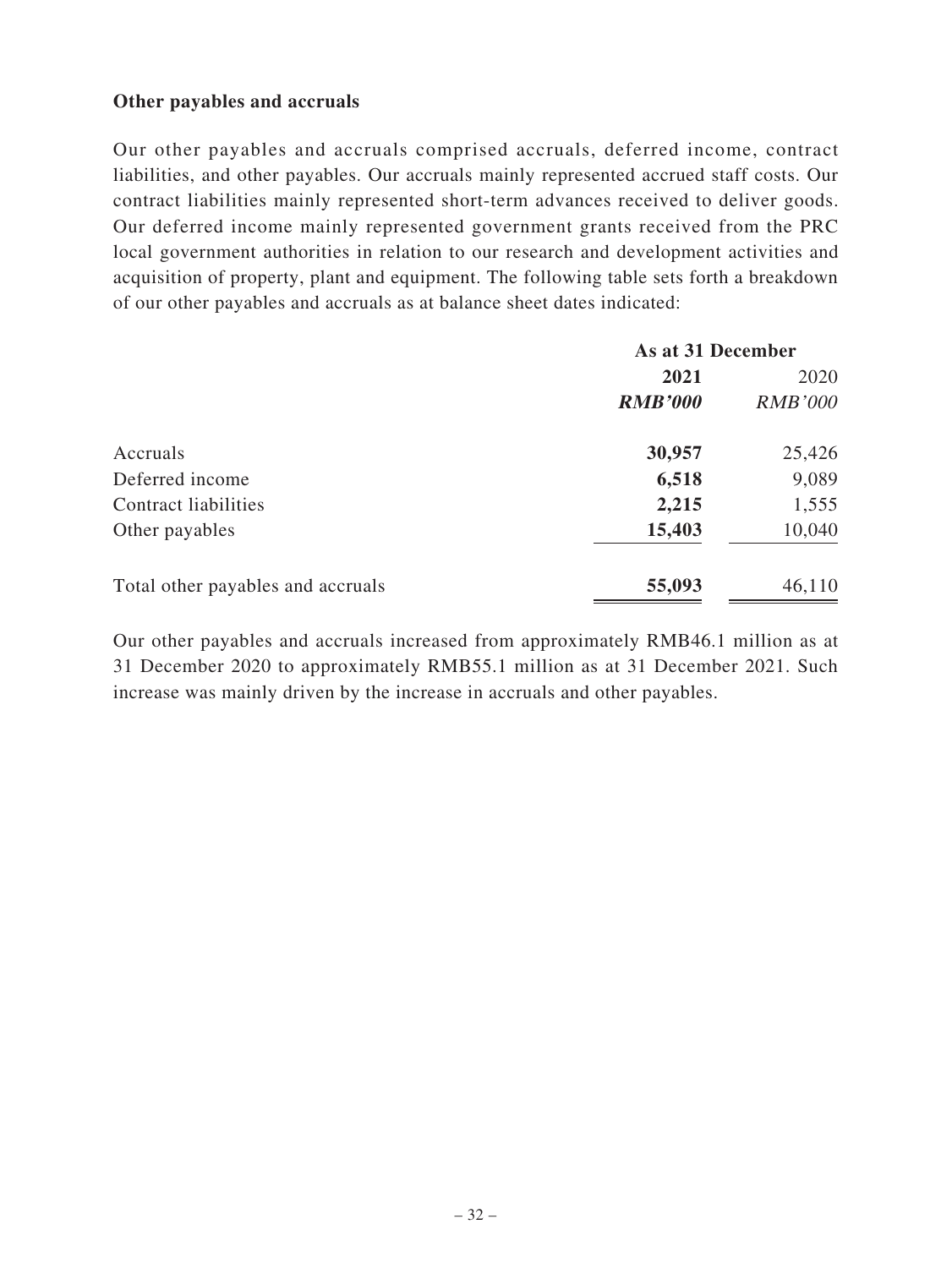### Other payables and accruals

Our other payables and accruals comprised accruals, deferred income, contract liabilities, and other payables. Our accruals mainly represented accrued staff costs. Our contract liabilities mainly represented short-term advances received to deliver goods. Our deferred income mainly represented government grants received from the PRC local government authorities in relation to our research and development activities and acquisition of property, plant and equipment. The following table sets forth a breakdown of our other payables and accruals as at balance sheet dates indicated:

| | As at 31 December | |
|---|---|---|
| | **2021** | 2020 |
| | ***RMB'000*** | *RMB'000* |
| Accruals | **30,957** | 25,426 |
| Deferred income | **6,518** | 9,089 |
| Contract liabilities | **2,215** | 1,555 |
| Other payables | **15,403** | 10,040 |
| Total other payables and accruals | **55,093** | 46,110 |

Our other payables and accruals increased from approximately RMB46.1 million as at 31 December 2020 to approximately RMB55.1 million as at 31 December 2021. Such increase was mainly driven by the increase in accruals and other payables.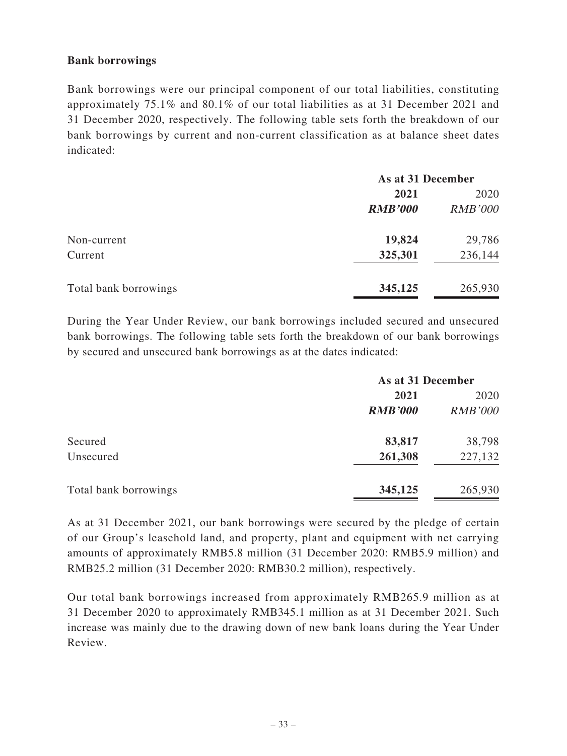**Bank borrowings**

Bank borrowings were our principal component of our total liabilities, constituting approximately 75.1% and 80.1% of our total liabilities as at 31 December 2021 and 31 December 2020, respectively. The following table sets forth the breakdown of our bank borrowings by current and non-current classification as at balance sheet dates indicated:

| | As at 31 December | |
|---|---|---|
| | **2021** | 2020 |
| | ***RMB'000*** | *RMB'000* |
| Non-current | **19,824** | 29,786 |
| Current | **325,301** | 236,144 |
| Total bank borrowings | **345,125** | 265,930 |

During the Year Under Review, our bank borrowings included secured and unsecured bank borrowings. The following table sets forth the breakdown of our bank borrowings by secured and unsecured bank borrowings as at the dates indicated:

| | As at 31 December | |
|---|---|---|
| | **2021** | 2020 |
| | ***RMB'000*** | *RMB'000* |
| Secured | **83,817** | 38,798 |
| Unsecured | **261,308** | 227,132 |
| Total bank borrowings | **345,125** | 265,930 |

As at 31 December 2021, our bank borrowings were secured by the pledge of certain of our Group's leasehold land, and property, plant and equipment with net carrying amounts of approximately RMB5.8 million (31 December 2020: RMB5.9 million) and RMB25.2 million (31 December 2020: RMB30.2 million), respectively.

Our total bank borrowings increased from approximately RMB265.9 million as at 31 December 2020 to approximately RMB345.1 million as at 31 December 2021. Such increase was mainly due to the drawing down of new bank loans during the Year Under Review.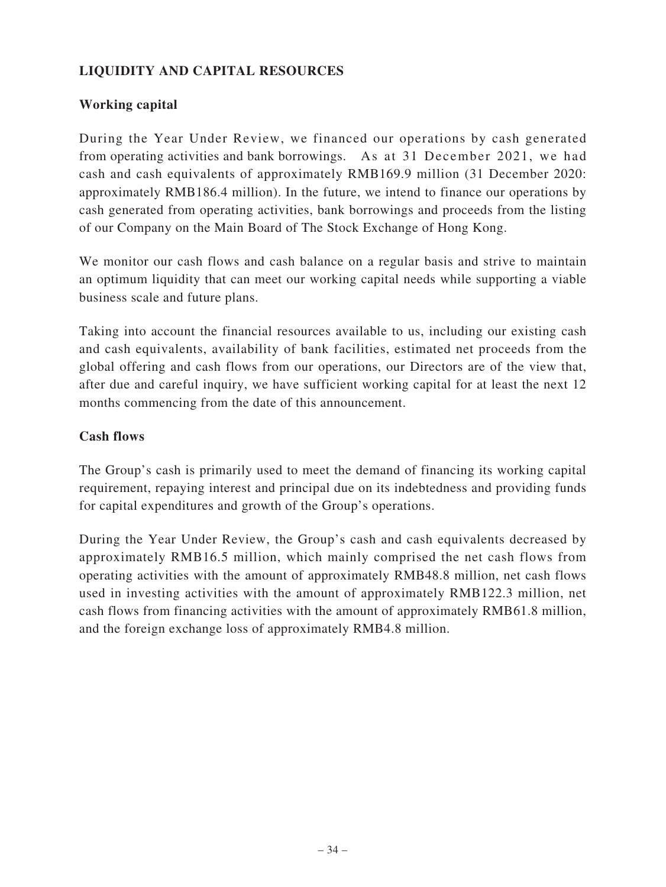## LIQUIDITY AND CAPITAL RESOURCES

### Working capital

During the Year Under Review, we financed our operations by cash generated from operating activities and bank borrowings. As at 31 December 2021, we had cash and cash equivalents of approximately RMB169.9 million (31 December 2020: approximately RMB186.4 million). In the future, we intend to finance our operations by cash generated from operating activities, bank borrowings and proceeds from the listing of our Company on the Main Board of The Stock Exchange of Hong Kong.

We monitor our cash flows and cash balance on a regular basis and strive to maintain an optimum liquidity that can meet our working capital needs while supporting a viable business scale and future plans.

Taking into account the financial resources available to us, including our existing cash and cash equivalents, availability of bank facilities, estimated net proceeds from the global offering and cash flows from our operations, our Directors are of the view that, after due and careful inquiry, we have sufficient working capital for at least the next 12 months commencing from the date of this announcement.

### Cash flows

The Group's cash is primarily used to meet the demand of financing its working capital requirement, repaying interest and principal due on its indebtedness and providing funds for capital expenditures and growth of the Group's operations.

During the Year Under Review, the Group's cash and cash equivalents decreased by approximately RMB16.5 million, which mainly comprised the net cash flows from operating activities with the amount of approximately RMB48.8 million, net cash flows used in investing activities with the amount of approximately RMB122.3 million, net cash flows from financing activities with the amount of approximately RMB61.8 million, and the foreign exchange loss of approximately RMB4.8 million.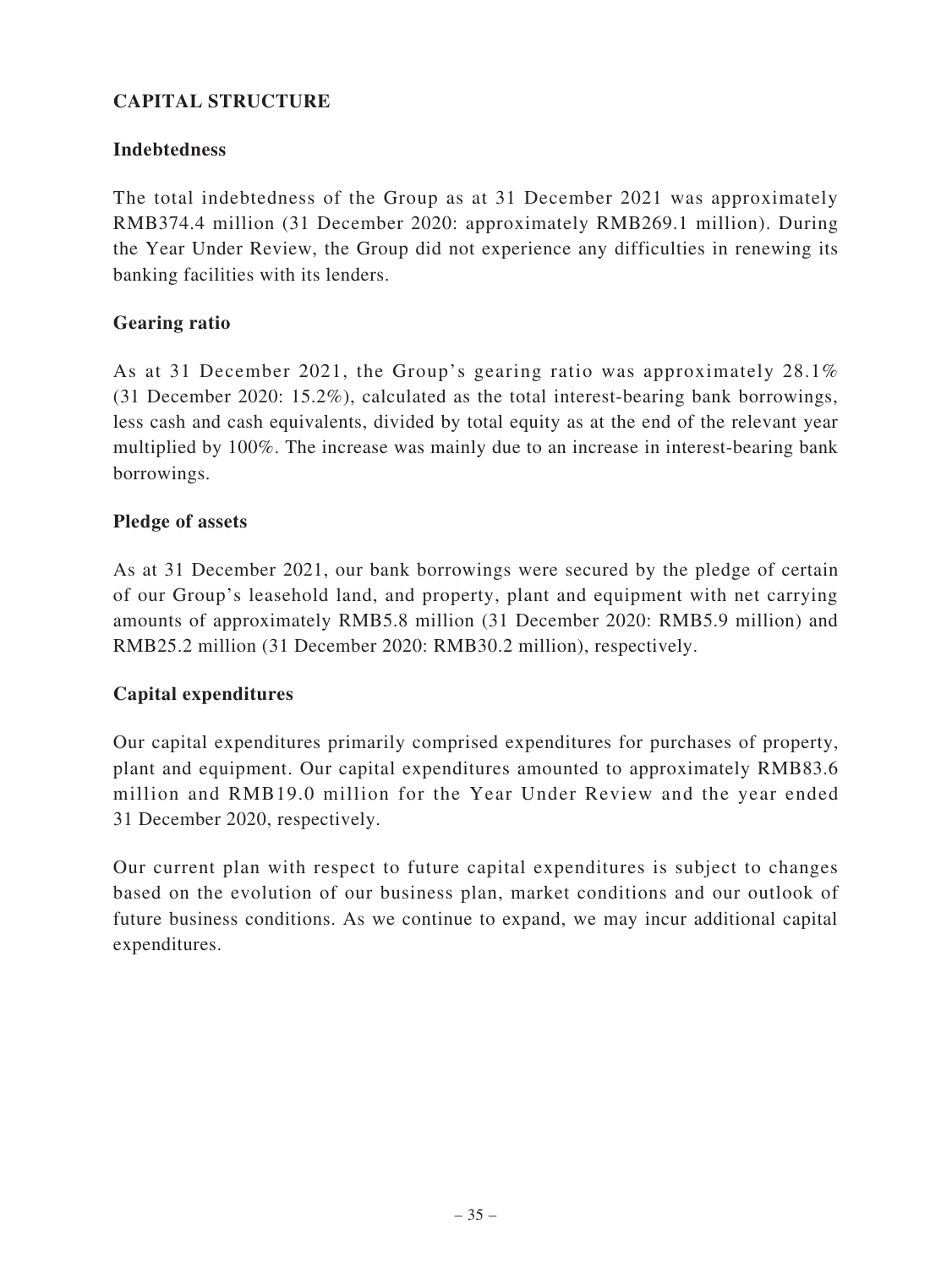## CAPITAL STRUCTURE

### Indebtedness

The total indebtedness of the Group as at 31 December 2021 was approximately RMB374.4 million (31 December 2020: approximately RMB269.1 million). During the Year Under Review, the Group did not experience any difficulties in renewing its banking facilities with its lenders.

### Gearing ratio

As at 31 December 2021, the Group's gearing ratio was approximately 28.1% (31 December 2020: 15.2%), calculated as the total interest-bearing bank borrowings, less cash and cash equivalents, divided by total equity as at the end of the relevant year multiplied by 100%. The increase was mainly due to an increase in interest-bearing bank borrowings.

### Pledge of assets

As at 31 December 2021, our bank borrowings were secured by the pledge of certain of our Group's leasehold land, and property, plant and equipment with net carrying amounts of approximately RMB5.8 million (31 December 2020: RMB5.9 million) and RMB25.2 million (31 December 2020: RMB30.2 million), respectively.

### Capital expenditures

Our capital expenditures primarily comprised expenditures for purchases of property, plant and equipment. Our capital expenditures amounted to approximately RMB83.6 million and RMB19.0 million for the Year Under Review and the year ended 31 December 2020, respectively.

Our current plan with respect to future capital expenditures is subject to changes based on the evolution of our business plan, market conditions and our outlook of future business conditions. As we continue to expand, we may incur additional capital expenditures.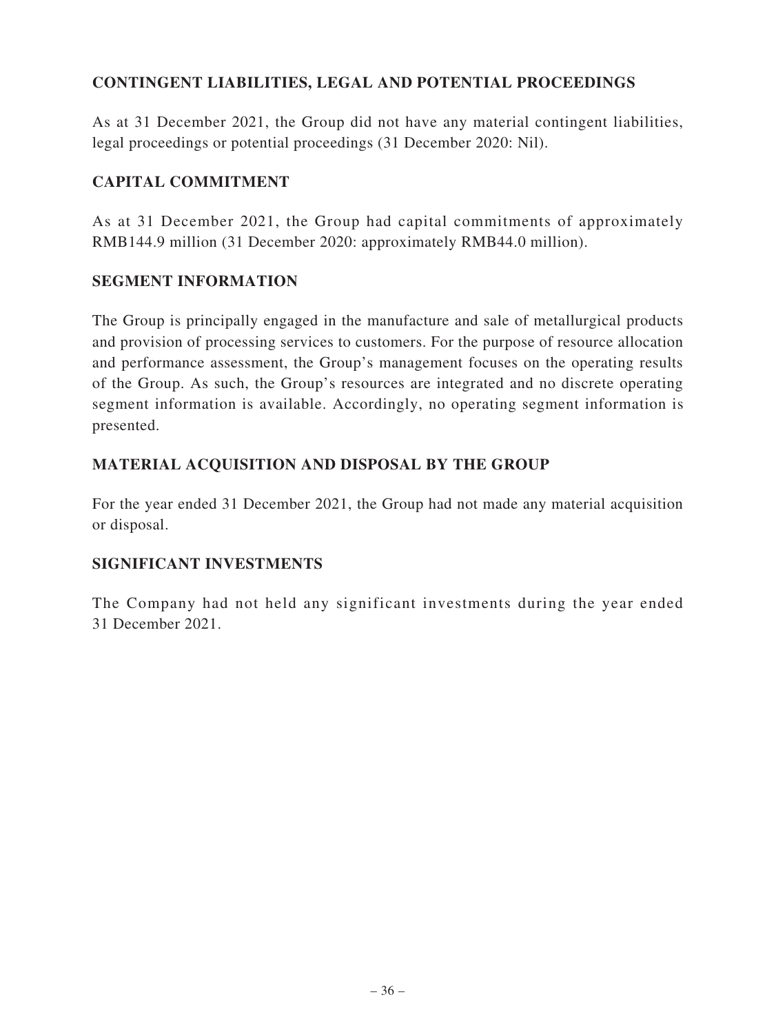## CONTINGENT LIABILITIES, LEGAL AND POTENTIAL PROCEEDINGS

As at 31 December 2021, the Group did not have any material contingent liabilities, legal proceedings or potential proceedings (31 December 2020: Nil).

## CAPITAL COMMITMENT

As at 31 December 2021, the Group had capital commitments of approximately RMB144.9 million (31 December 2020: approximately RMB44.0 million).

## SEGMENT INFORMATION

The Group is principally engaged in the manufacture and sale of metallurgical products and provision of processing services to customers. For the purpose of resource allocation and performance assessment, the Group's management focuses on the operating results of the Group. As such, the Group's resources are integrated and no discrete operating segment information is available. Accordingly, no operating segment information is presented.

## MATERIAL ACQUISITION AND DISPOSAL BY THE GROUP

For the year ended 31 December 2021, the Group had not made any material acquisition or disposal.

## SIGNIFICANT INVESTMENTS

The Company had not held any significant investments during the year ended 31 December 2021.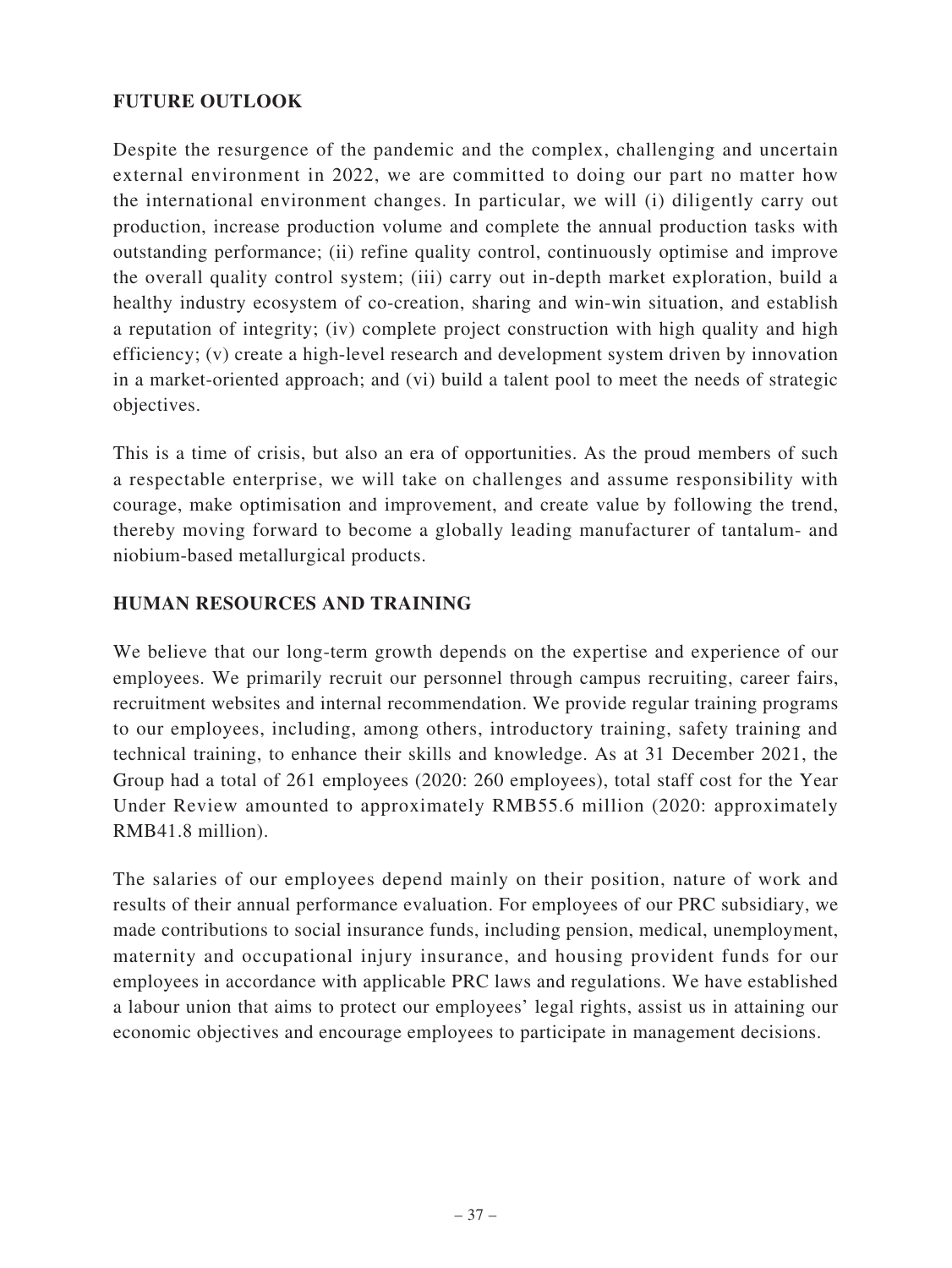## FUTURE OUTLOOK

Despite the resurgence of the pandemic and the complex, challenging and uncertain external environment in 2022, we are committed to doing our part no matter how the international environment changes. In particular, we will (i) diligently carry out production, increase production volume and complete the annual production tasks with outstanding performance; (ii) refine quality control, continuously optimise and improve the overall quality control system; (iii) carry out in-depth market exploration, build a healthy industry ecosystem of co-creation, sharing and win-win situation, and establish a reputation of integrity; (iv) complete project construction with high quality and high efficiency; (v) create a high-level research and development system driven by innovation in a market-oriented approach; and (vi) build a talent pool to meet the needs of strategic objectives.

This is a time of crisis, but also an era of opportunities. As the proud members of such a respectable enterprise, we will take on challenges and assume responsibility with courage, make optimisation and improvement, and create value by following the trend, thereby moving forward to become a globally leading manufacturer of tantalum- and niobium-based metallurgical products.

## HUMAN RESOURCES AND TRAINING

We believe that our long-term growth depends on the expertise and experience of our employees. We primarily recruit our personnel through campus recruiting, career fairs, recruitment websites and internal recommendation. We provide regular training programs to our employees, including, among others, introductory training, safety training and technical training, to enhance their skills and knowledge. As at 31 December 2021, the Group had a total of 261 employees (2020: 260 employees), total staff cost for the Year Under Review amounted to approximately RMB55.6 million (2020: approximately RMB41.8 million).

The salaries of our employees depend mainly on their position, nature of work and results of their annual performance evaluation. For employees of our PRC subsidiary, we made contributions to social insurance funds, including pension, medical, unemployment, maternity and occupational injury insurance, and housing provident funds for our employees in accordance with applicable PRC laws and regulations. We have established a labour union that aims to protect our employees' legal rights, assist us in attaining our economic objectives and encourage employees to participate in management decisions.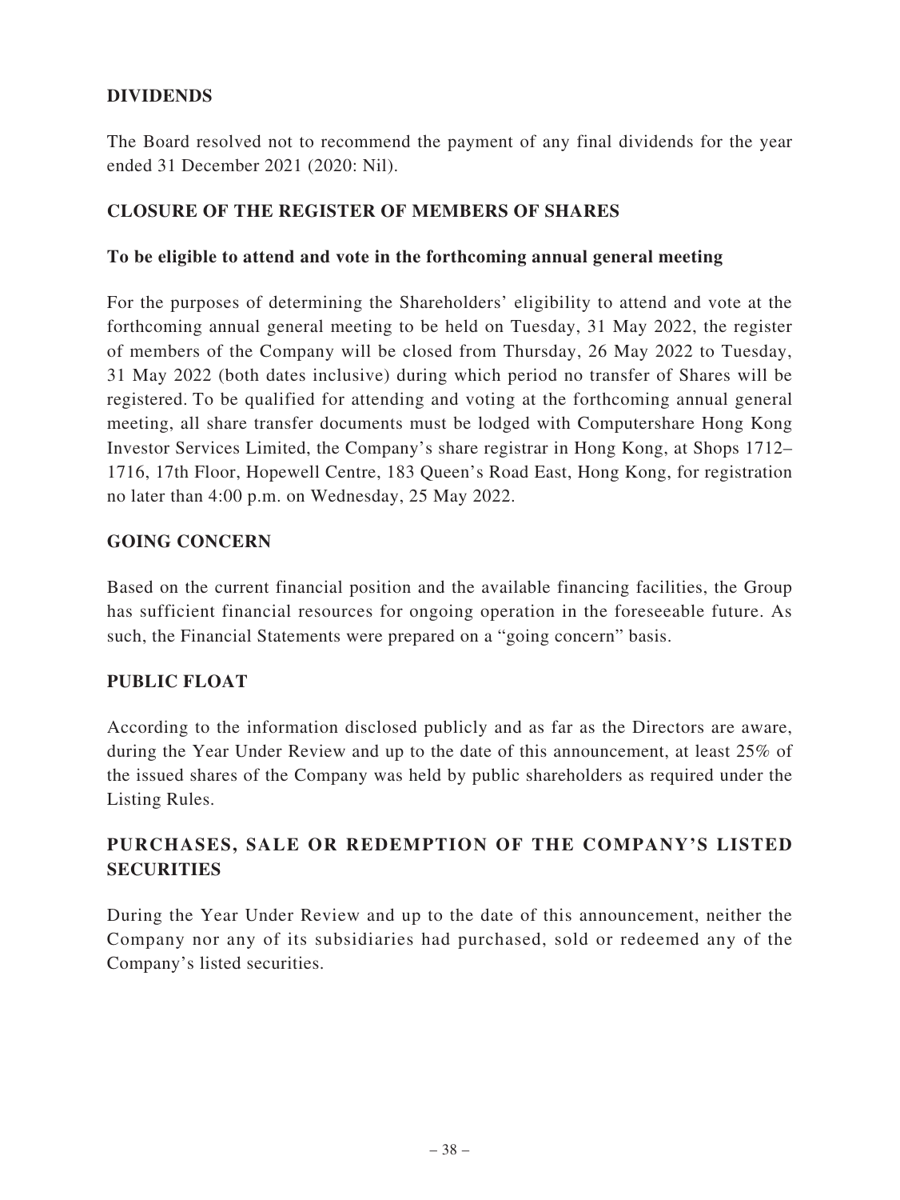## DIVIDENDS

The Board resolved not to recommend the payment of any final dividends for the year ended 31 December 2021 (2020: Nil).

## CLOSURE OF THE REGISTER OF MEMBERS OF SHARES

### To be eligible to attend and vote in the forthcoming annual general meeting

For the purposes of determining the Shareholders' eligibility to attend and vote at the forthcoming annual general meeting to be held on Tuesday, 31 May 2022, the register of members of the Company will be closed from Thursday, 26 May 2022 to Tuesday, 31 May 2022 (both dates inclusive) during which period no transfer of Shares will be registered. To be qualified for attending and voting at the forthcoming annual general meeting, all share transfer documents must be lodged with Computershare Hong Kong Investor Services Limited, the Company's share registrar in Hong Kong, at Shops 1712–1716, 17th Floor, Hopewell Centre, 183 Queen's Road East, Hong Kong, for registration no later than 4:00 p.m. on Wednesday, 25 May 2022.

## GOING CONCERN

Based on the current financial position and the available financing facilities, the Group has sufficient financial resources for ongoing operation in the foreseeable future. As such, the Financial Statements were prepared on a "going concern" basis.

## PUBLIC FLOAT

According to the information disclosed publicly and as far as the Directors are aware, during the Year Under Review and up to the date of this announcement, at least 25% of the issued shares of the Company was held by public shareholders as required under the Listing Rules.

## PURCHASES, SALE OR REDEMPTION OF THE COMPANY'S LISTED SECURITIES

During the Year Under Review and up to the date of this announcement, neither the Company nor any of its subsidiaries had purchased, sold or redeemed any of the Company's listed securities.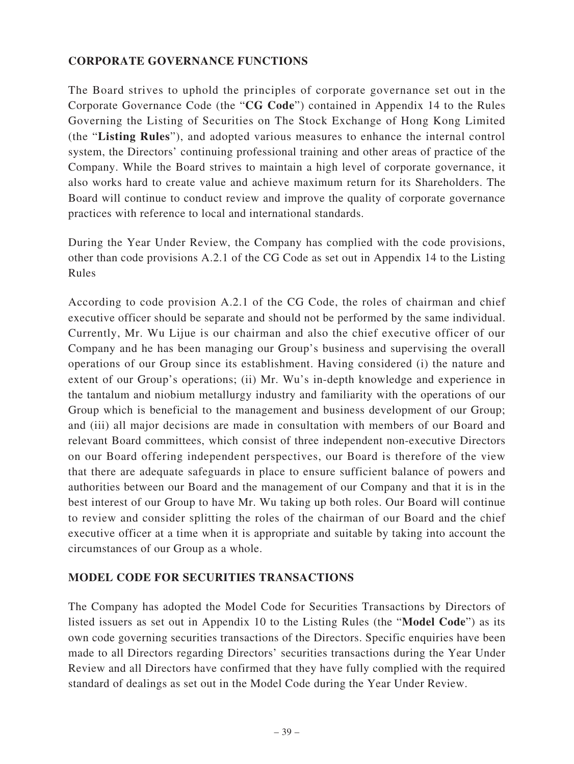## CORPORATE GOVERNANCE FUNCTIONS

The Board strives to uphold the principles of corporate governance set out in the Corporate Governance Code (the "**CG Code**") contained in Appendix 14 to the Rules Governing the Listing of Securities on The Stock Exchange of Hong Kong Limited (the "**Listing Rules**"), and adopted various measures to enhance the internal control system, the Directors' continuing professional training and other areas of practice of the Company. While the Board strives to maintain a high level of corporate governance, it also works hard to create value and achieve maximum return for its Shareholders. The Board will continue to conduct review and improve the quality of corporate governance practices with reference to local and international standards.

During the Year Under Review, the Company has complied with the code provisions, other than code provisions A.2.1 of the CG Code as set out in Appendix 14 to the Listing Rules

According to code provision A.2.1 of the CG Code, the roles of chairman and chief executive officer should be separate and should not be performed by the same individual. Currently, Mr. Wu Lijue is our chairman and also the chief executive officer of our Company and he has been managing our Group's business and supervising the overall operations of our Group since its establishment. Having considered (i) the nature and extent of our Group's operations; (ii) Mr. Wu's in-depth knowledge and experience in the tantalum and niobium metallurgy industry and familiarity with the operations of our Group which is beneficial to the management and business development of our Group; and (iii) all major decisions are made in consultation with members of our Board and relevant Board committees, which consist of three independent non-executive Directors on our Board offering independent perspectives, our Board is therefore of the view that there are adequate safeguards in place to ensure sufficient balance of powers and authorities between our Board and the management of our Company and that it is in the best interest of our Group to have Mr. Wu taking up both roles. Our Board will continue to review and consider splitting the roles of the chairman of our Board and the chief executive officer at a time when it is appropriate and suitable by taking into account the circumstances of our Group as a whole.

## MODEL CODE FOR SECURITIES TRANSACTIONS

The Company has adopted the Model Code for Securities Transactions by Directors of listed issuers as set out in Appendix 10 to the Listing Rules (the "**Model Code**") as its own code governing securities transactions of the Directors. Specific enquiries have been made to all Directors regarding Directors' securities transactions during the Year Under Review and all Directors have confirmed that they have fully complied with the required standard of dealings as set out in the Model Code during the Year Under Review.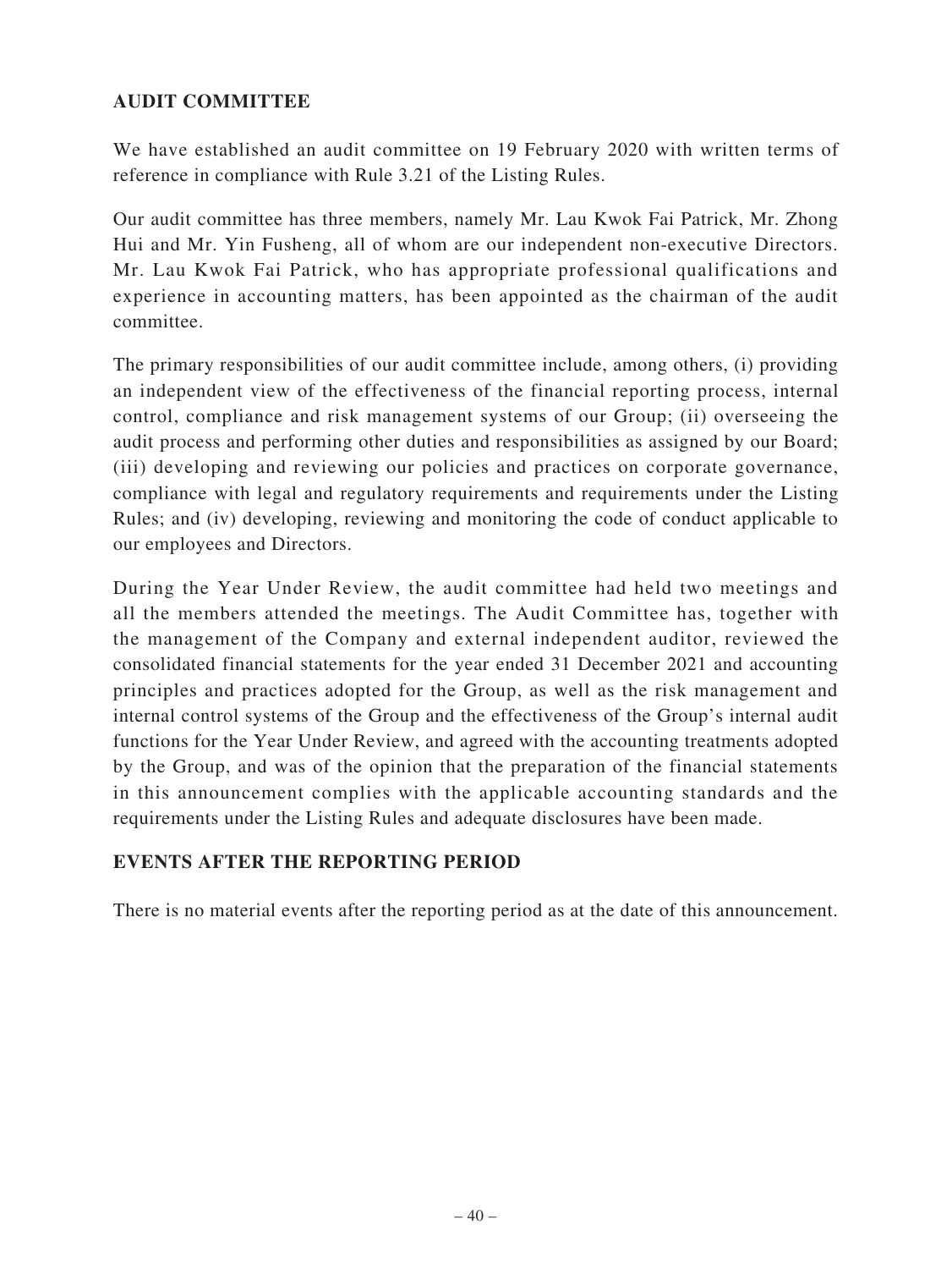## AUDIT COMMITTEE

We have established an audit committee on 19 February 2020 with written terms of reference in compliance with Rule 3.21 of the Listing Rules.

Our audit committee has three members, namely Mr. Lau Kwok Fai Patrick, Mr. Zhong Hui and Mr. Yin Fusheng, all of whom are our independent non-executive Directors. Mr. Lau Kwok Fai Patrick, who has appropriate professional qualifications and experience in accounting matters, has been appointed as the chairman of the audit committee.

The primary responsibilities of our audit committee include, among others, (i) providing an independent view of the effectiveness of the financial reporting process, internal control, compliance and risk management systems of our Group; (ii) overseeing the audit process and performing other duties and responsibilities as assigned by our Board; (iii) developing and reviewing our policies and practices on corporate governance, compliance with legal and regulatory requirements and requirements under the Listing Rules; and (iv) developing, reviewing and monitoring the code of conduct applicable to our employees and Directors.

During the Year Under Review, the audit committee had held two meetings and all the members attended the meetings. The Audit Committee has, together with the management of the Company and external independent auditor, reviewed the consolidated financial statements for the year ended 31 December 2021 and accounting principles and practices adopted for the Group, as well as the risk management and internal control systems of the Group and the effectiveness of the Group's internal audit functions for the Year Under Review, and agreed with the accounting treatments adopted by the Group, and was of the opinion that the preparation of the financial statements in this announcement complies with the applicable accounting standards and the requirements under the Listing Rules and adequate disclosures have been made.

## EVENTS AFTER THE REPORTING PERIOD

There is no material events after the reporting period as at the date of this announcement.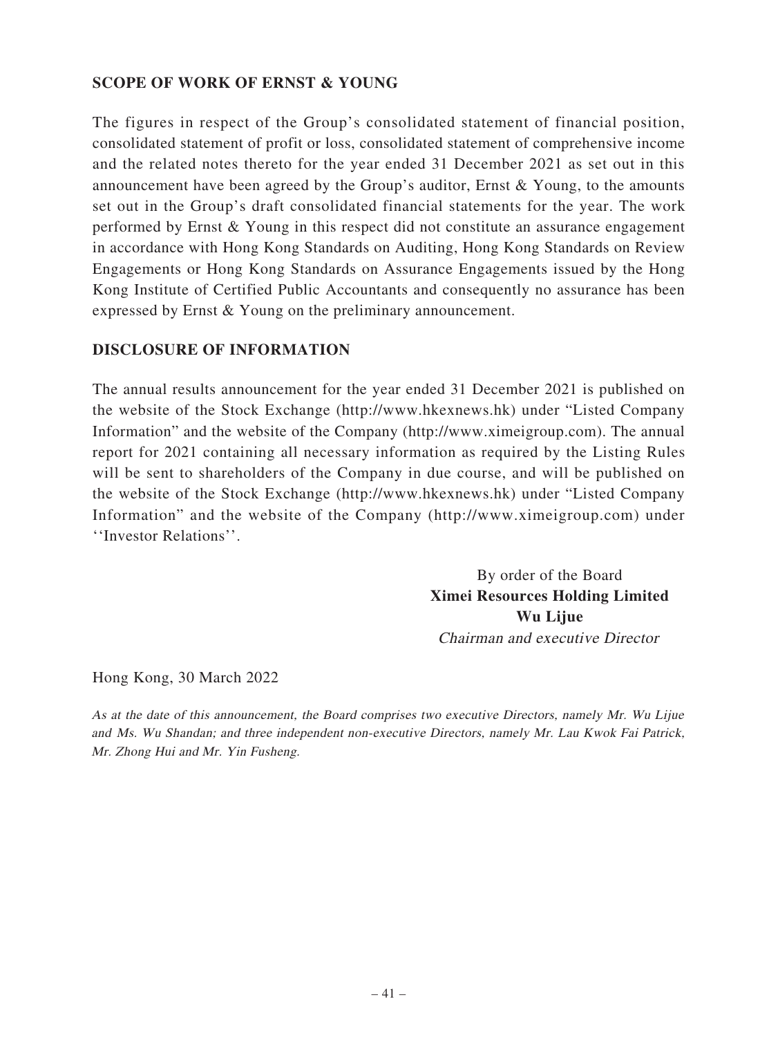## SCOPE OF WORK OF ERNST & YOUNG

The figures in respect of the Group's consolidated statement of financial position, consolidated statement of profit or loss, consolidated statement of comprehensive income and the related notes thereto for the year ended 31 December 2021 as set out in this announcement have been agreed by the Group's auditor, Ernst & Young, to the amounts set out in the Group's draft consolidated financial statements for the year. The work performed by Ernst & Young in this respect did not constitute an assurance engagement in accordance with Hong Kong Standards on Auditing, Hong Kong Standards on Review Engagements or Hong Kong Standards on Assurance Engagements issued by the Hong Kong Institute of Certified Public Accountants and consequently no assurance has been expressed by Ernst & Young on the preliminary announcement.

## DISCLOSURE OF INFORMATION

The annual results announcement for the year ended 31 December 2021 is published on the website of the Stock Exchange (http://www.hkexnews.hk) under "Listed Company Information" and the website of the Company (http://www.ximeigroup.com). The annual report for 2021 containing all necessary information as required by the Listing Rules will be sent to shareholders of the Company in due course, and will be published on the website of the Stock Exchange (http://www.hkexnews.hk) under "Listed Company Information" and the website of the Company (http://www.ximeigroup.com) under ''Investor Relations''.

By order of the Board
**Ximei Resources Holding Limited**
**Wu Lijue**
*Chairman and executive Director*

Hong Kong, 30 March 2022

*As at the date of this announcement, the Board comprises two executive Directors, namely Mr. Wu Lijue and Ms. Wu Shandan; and three independent non-executive Directors, namely Mr. Lau Kwok Fai Patrick, Mr. Zhong Hui and Mr. Yin Fusheng.*